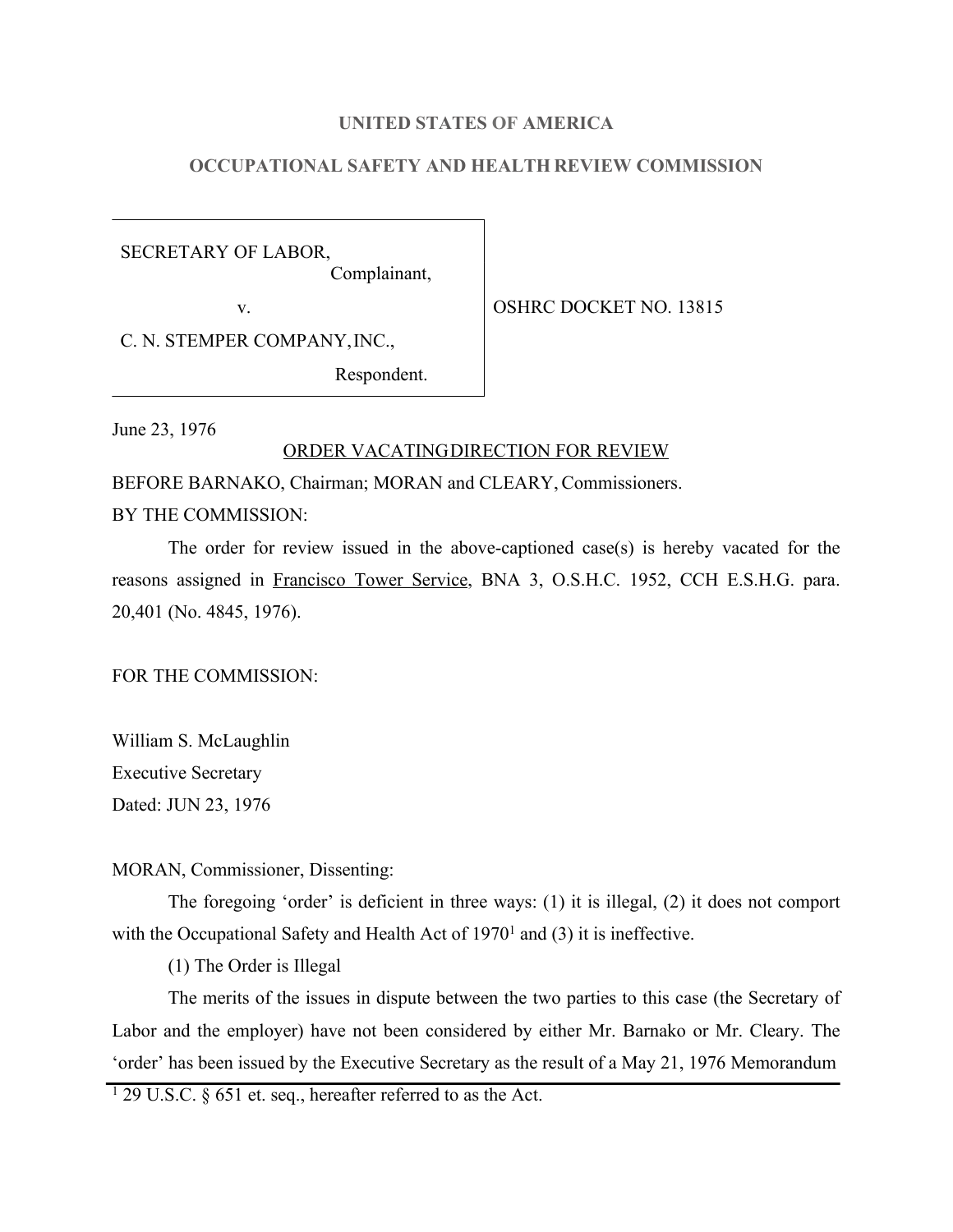# UNITED STATES OF AMERICA

## OCCUPATIONAL SAFETY AND HEALTH REVIEW COMMISSION

| | |
|---|---|
| SECRETARY OF LABOR, Complainant, v. C. N. STEMPER COMPANY, INC., Respondent. | OSHRC DOCKET NO. 13815 |

June 23, 1976

ORDER VACATING DIRECTION FOR REVIEW

BEFORE BARNAKO, Chairman; MORAN and CLEARY, Commissioners.

BY THE COMMISSION:

The order for review issued in the above-captioned case(s) is hereby vacated for the reasons assigned in Francisco Tower Service, BNA 3, O.S.H.C. 1952, CCH E.S.H.G. para. 20,401 (No. 4845, 1976).

FOR THE COMMISSION:

William S. McLaughlin
Executive Secretary
Dated: JUN 23, 1976

MORAN, Commissioner, Dissenting:

The foregoing 'order' is deficient in three ways: (1) it is illegal, (2) it does not comport with the Occupational Safety and Health Act of 1970[1] and (3) it is ineffective.

(1) The Order is Illegal

The merits of the issues in dispute between the two parties to this case (the Secretary of Labor and the employer) have not been considered by either Mr. Barnako or Mr. Cleary. The 'order' has been issued by the Executive Secretary as the result of a May 21, 1976 Memorandum

[1] 29 U.S.C. § 651 et. seq., hereafter referred to as the Act.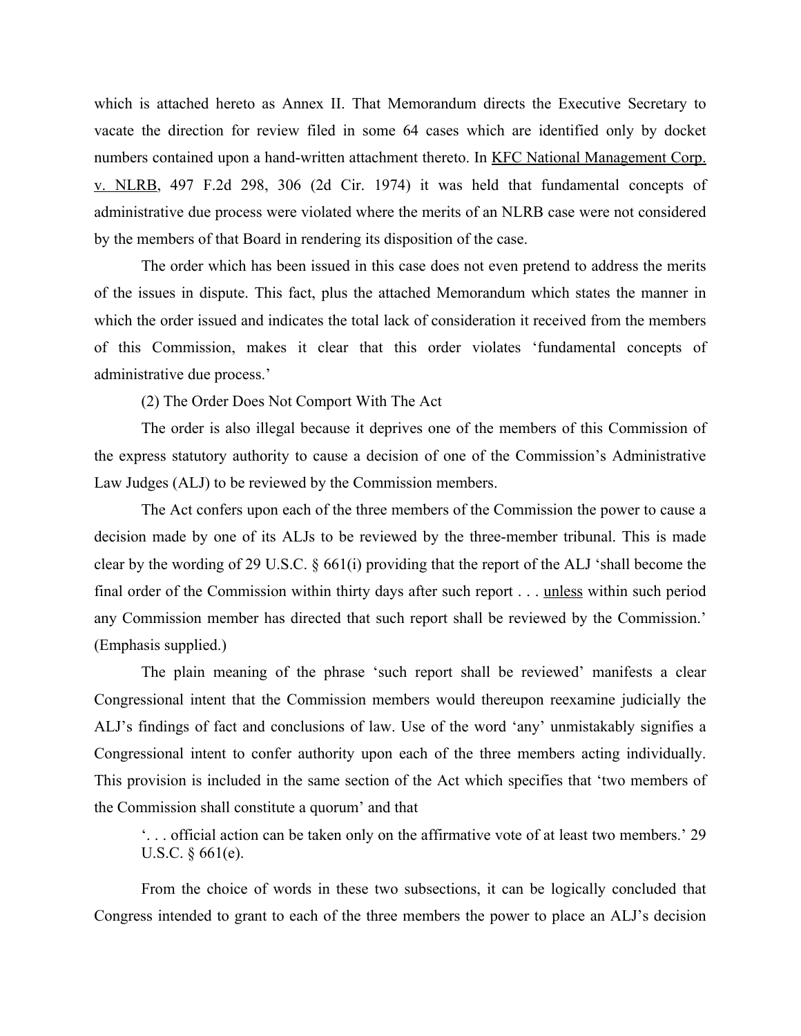which is attached hereto as Annex II. That Memorandum directs the Executive Secretary to vacate the direction for review filed in some 64 cases which are identified only by docket numbers contained upon a hand-written attachment thereto. In <u>KFC National Management Corp. v. NLRB</u>, 497 F.2d 298, 306 (2d Cir. 1974) it was held that fundamental concepts of administrative due process were violated where the merits of an NLRB case were not considered by the members of that Board in rendering its disposition of the case.

The order which has been issued in this case does not even pretend to address the merits of the issues in dispute. This fact, plus the attached Memorandum which states the manner in which the order issued and indicates the total lack of consideration it received from the members of this Commission, makes it clear that this order violates 'fundamental concepts of administrative due process.'

(2) The Order Does Not Comport With The Act

The order is also illegal because it deprives one of the members of this Commission of the express statutory authority to cause a decision of one of the Commission's Administrative Law Judges (ALJ) to be reviewed by the Commission members.

The Act confers upon each of the three members of the Commission the power to cause a decision made by one of its ALJs to be reviewed by the three-member tribunal. This is made clear by the wording of 29 U.S.C. § 661(i) providing that the report of the ALJ 'shall become the final order of the Commission within thirty days after such report . . . <u>unless</u> within such period any Commission member has directed that such report shall be reviewed by the Commission.' (Emphasis supplied.)

The plain meaning of the phrase 'such report shall be reviewed' manifests a clear Congressional intent that the Commission members would thereupon reexamine judicially the ALJ's findings of fact and conclusions of law. Use of the word 'any' unmistakably signifies a Congressional intent to confer authority upon each of the three members acting individually. This provision is included in the same section of the Act which specifies that 'two members of the Commission shall constitute a quorum' and that

> '. . . official action can be taken only on the affirmative vote of at least two members.' 29 U.S.C. § 661(e).

From the choice of words in these two subsections, it can be logically concluded that Congress intended to grant to each of the three members the power to place an ALJ's decision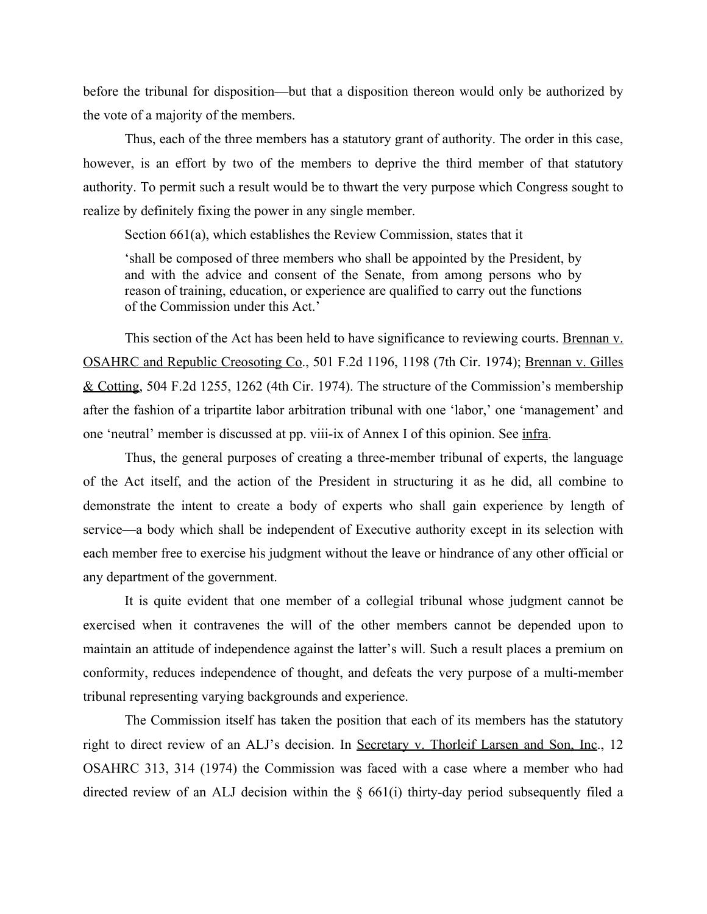before the tribunal for disposition—but that a disposition thereon would only be authorized by the vote of a majority of the members.

Thus, each of the three members has a statutory grant of authority. The order in this case, however, is an effort by two of the members to deprive the third member of that statutory authority. To permit such a result would be to thwart the very purpose which Congress sought to realize by definitely fixing the power in any single member.

Section 661(a), which establishes the Review Commission, states that it

> 'shall be composed of three members who shall be appointed by the President, by and with the advice and consent of the Senate, from among persons who by reason of training, education, or experience are qualified to carry out the functions of the Commission under this Act.'

This section of the Act has been held to have significance to reviewing courts. Brennan v. OSAHRC and Republic Creosoting Co., 501 F.2d 1196, 1198 (7th Cir. 1974); Brennan v. Gilles & Cotting, 504 F.2d 1255, 1262 (4th Cir. 1974). The structure of the Commission's membership after the fashion of a tripartite labor arbitration tribunal with one 'labor,' one 'management' and one 'neutral' member is discussed at pp. viii-ix of Annex I of this opinion. See infra.

Thus, the general purposes of creating a three-member tribunal of experts, the language of the Act itself, and the action of the President in structuring it as he did, all combine to demonstrate the intent to create a body of experts who shall gain experience by length of service—a body which shall be independent of Executive authority except in its selection with each member free to exercise his judgment without the leave or hindrance of any other official or any department of the government.

It is quite evident that one member of a collegial tribunal whose judgment cannot be exercised when it contravenes the will of the other members cannot be depended upon to maintain an attitude of independence against the latter's will. Such a result places a premium on conformity, reduces independence of thought, and defeats the very purpose of a multi-member tribunal representing varying backgrounds and experience.

The Commission itself has taken the position that each of its members has the statutory right to direct review of an ALJ's decision. In Secretary v. Thorleif Larsen and Son, Inc., 12 OSAHRC 313, 314 (1974) the Commission was faced with a case where a member who had directed review of an ALJ decision within the § 661(i) thirty-day period subsequently filed a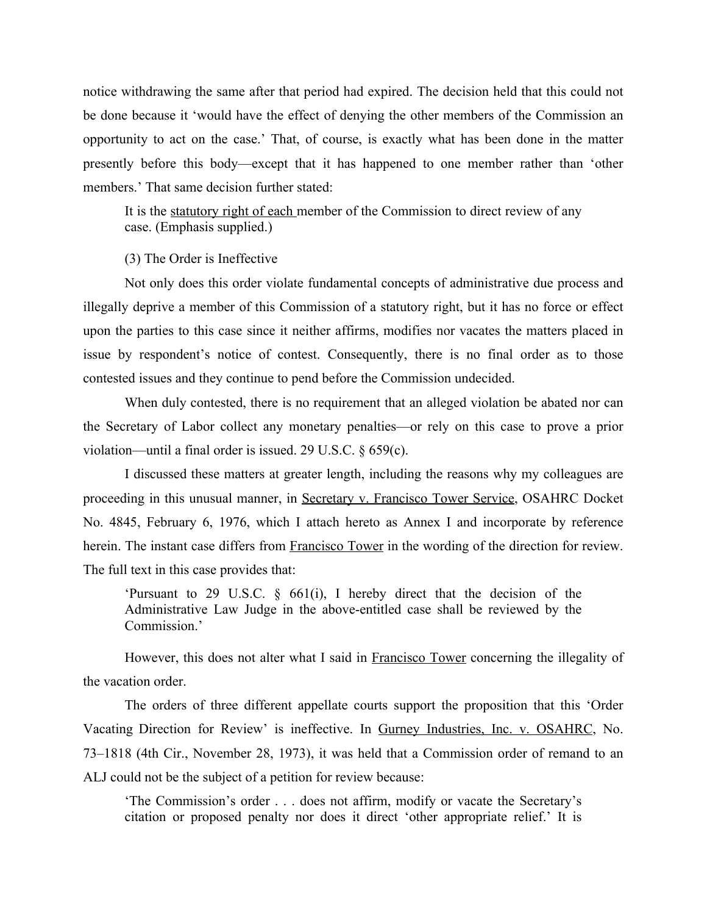notice withdrawing the same after that period had expired. The decision held that this could not be done because it 'would have the effect of denying the other members of the Commission an opportunity to act on the case.' That, of course, is exactly what has been done in the matter presently before this body—except that it has happened to one member rather than 'other members.' That same decision further stated:

> It is the statutory right of each member of the Commission to direct review of any case. (Emphasis supplied.)

(3) The Order is Ineffective

Not only does this order violate fundamental concepts of administrative due process and illegally deprive a member of this Commission of a statutory right, but it has no force or effect upon the parties to this case since it neither affirms, modifies nor vacates the matters placed in issue by respondent's notice of contest. Consequently, there is no final order as to those contested issues and they continue to pend before the Commission undecided.

When duly contested, there is no requirement that an alleged violation be abated nor can the Secretary of Labor collect any monetary penalties—or rely on this case to prove a prior violation—until a final order is issued. 29 U.S.C. § 659(c).

I discussed these matters at greater length, including the reasons why my colleagues are proceeding in this unusual manner, in Secretary v. Francisco Tower Service, OSAHRC Docket No. 4845, February 6, 1976, which I attach hereto as Annex I and incorporate by reference herein. The instant case differs from Francisco Tower in the wording of the direction for review. The full text in this case provides that:

> 'Pursuant to 29 U.S.C. § 661(i), I hereby direct that the decision of the Administrative Law Judge in the above-entitled case shall be reviewed by the Commission.'

However, this does not alter what I said in Francisco Tower concerning the illegality of the vacation order.

The orders of three different appellate courts support the proposition that this 'Order Vacating Direction for Review' is ineffective. In Gurney Industries, Inc. v. OSAHRC, No. 73–1818 (4th Cir., November 28, 1973), it was held that a Commission order of remand to an ALJ could not be the subject of a petition for review because:

> 'The Commission's order . . . does not affirm, modify or vacate the Secretary's citation or proposed penalty nor does it direct 'other appropriate relief.' It is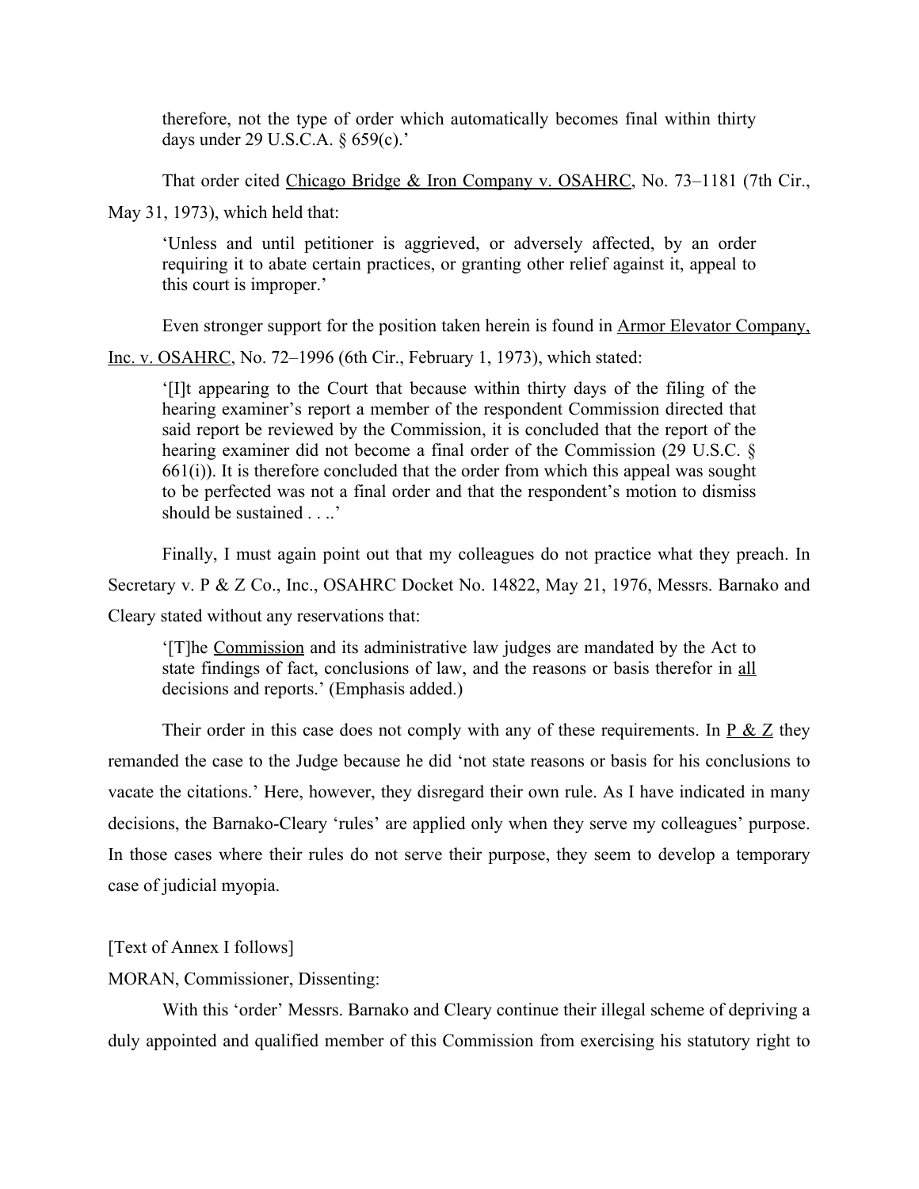therefore, not the type of order which automatically becomes final within thirty days under 29 U.S.C.A. § 659(c).'

That order cited Chicago Bridge & Iron Company v. OSAHRC, No. 73–1181 (7th Cir., May 31, 1973), which held that:

> 'Unless and until petitioner is aggrieved, or adversely affected, by an order requiring it to abate certain practices, or granting other relief against it, appeal to this court is improper.'

Even stronger support for the position taken herein is found in Armor Elevator Company, Inc. v. OSAHRC, No. 72–1996 (6th Cir., February 1, 1973), which stated:

> '[I]t appearing to the Court that because within thirty days of the filing of the hearing examiner's report a member of the respondent Commission directed that said report be reviewed by the Commission, it is concluded that the report of the hearing examiner did not become a final order of the Commission (29 U.S.C. § 661(i)). It is therefore concluded that the order from which this appeal was sought to be perfected was not a final order and that the respondent's motion to dismiss should be sustained . . ..'

Finally, I must again point out that my colleagues do not practice what they preach. In Secretary v. P & Z Co., Inc., OSAHRC Docket No. 14822, May 21, 1976, Messrs. Barnako and Cleary stated without any reservations that:

> '[T]he Commission and its administrative law judges are mandated by the Act to state findings of fact, conclusions of law, and the reasons or basis therefor in all decisions and reports.' (Emphasis added.)

Their order in this case does not comply with any of these requirements. In P & Z they remanded the case to the Judge because he did 'not state reasons or basis for his conclusions to vacate the citations.' Here, however, they disregard their own rule. As I have indicated in many decisions, the Barnako-Cleary 'rules' are applied only when they serve my colleagues' purpose. In those cases where their rules do not serve their purpose, they seem to develop a temporary case of judicial myopia.

[Text of Annex I follows]

MORAN, Commissioner, Dissenting:

With this 'order' Messrs. Barnako and Cleary continue their illegal scheme of depriving a duly appointed and qualified member of this Commission from exercising his statutory right to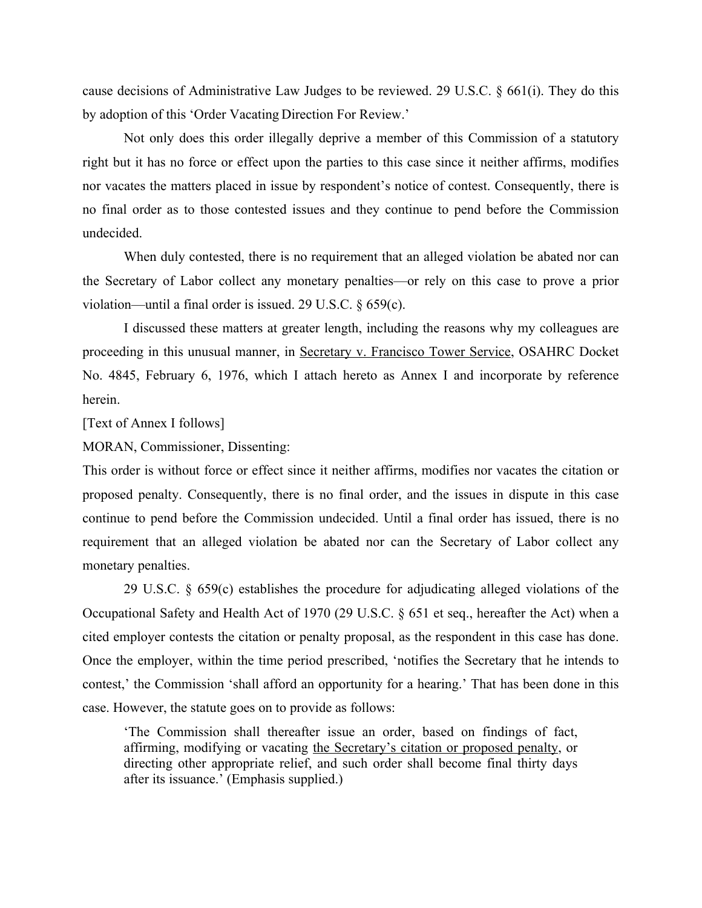cause decisions of Administrative Law Judges to be reviewed. 29 U.S.C. § 661(i). They do this by adoption of this 'Order Vacating Direction For Review.'

Not only does this order illegally deprive a member of this Commission of a statutory right but it has no force or effect upon the parties to this case since it neither affirms, modifies nor vacates the matters placed in issue by respondent's notice of contest. Consequently, there is no final order as to those contested issues and they continue to pend before the Commission undecided.

When duly contested, there is no requirement that an alleged violation be abated nor can the Secretary of Labor collect any monetary penalties—or rely on this case to prove a prior violation—until a final order is issued. 29 U.S.C. § 659(c).

I discussed these matters at greater length, including the reasons why my colleagues are proceeding in this unusual manner, in Secretary v. Francisco Tower Service, OSAHRC Docket No. 4845, February 6, 1976, which I attach hereto as Annex I and incorporate by reference herein.

[Text of Annex I follows]

MORAN, Commissioner, Dissenting:

This order is without force or effect since it neither affirms, modifies nor vacates the citation or proposed penalty. Consequently, there is no final order, and the issues in dispute in this case continue to pend before the Commission undecided. Until a final order has issued, there is no requirement that an alleged violation be abated nor can the Secretary of Labor collect any monetary penalties.

29 U.S.C. § 659(c) establishes the procedure for adjudicating alleged violations of the Occupational Safety and Health Act of 1970 (29 U.S.C. § 651 et seq., hereafter the Act) when a cited employer contests the citation or penalty proposal, as the respondent in this case has done. Once the employer, within the time period prescribed, 'notifies the Secretary that he intends to contest,' the Commission 'shall afford an opportunity for a hearing.' That has been done in this case. However, the statute goes on to provide as follows:

> 'The Commission shall thereafter issue an order, based on findings of fact, affirming, modifying or vacating the Secretary's citation or proposed penalty, or directing other appropriate relief, and such order shall become final thirty days after its issuance.' (Emphasis supplied.)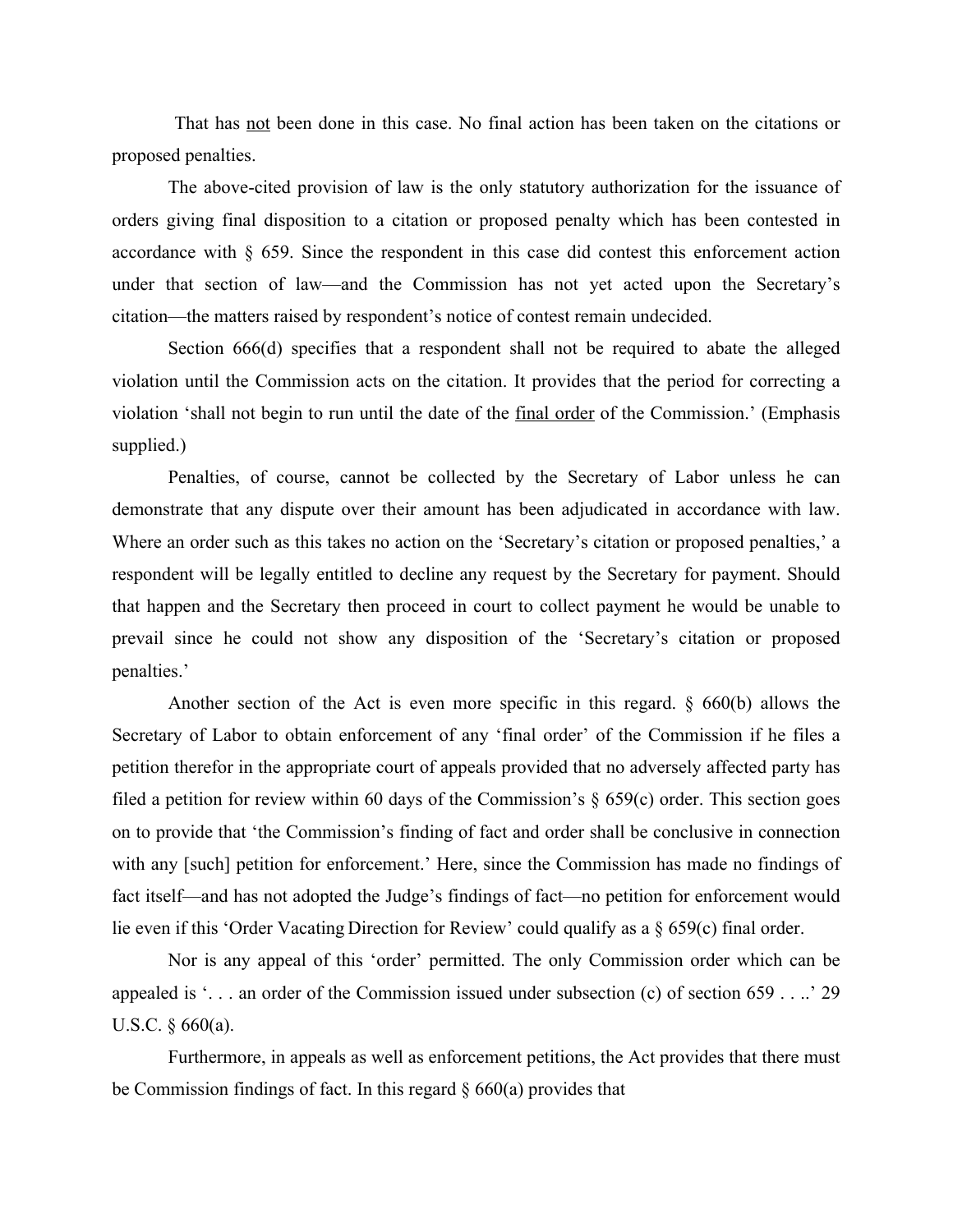That has <u>not</u> been done in this case. No final action has been taken on the citations or proposed penalties.

The above-cited provision of law is the only statutory authorization for the issuance of orders giving final disposition to a citation or proposed penalty which has been contested in accordance with § 659. Since the respondent in this case did contest this enforcement action under that section of law—and the Commission has not yet acted upon the Secretary's citation—the matters raised by respondent's notice of contest remain undecided.

Section 666(d) specifies that a respondent shall not be required to abate the alleged violation until the Commission acts on the citation. It provides that the period for correcting a violation 'shall not begin to run until the date of the <u>final order</u> of the Commission.' (Emphasis supplied.)

Penalties, of course, cannot be collected by the Secretary of Labor unless he can demonstrate that any dispute over their amount has been adjudicated in accordance with law. Where an order such as this takes no action on the 'Secretary's citation or proposed penalties,' a respondent will be legally entitled to decline any request by the Secretary for payment. Should that happen and the Secretary then proceed in court to collect payment he would be unable to prevail since he could not show any disposition of the 'Secretary's citation or proposed penalties.'

Another section of the Act is even more specific in this regard. § 660(b) allows the Secretary of Labor to obtain enforcement of any 'final order' of the Commission if he files a petition therefor in the appropriate court of appeals provided that no adversely affected party has filed a petition for review within 60 days of the Commission's § 659(c) order. This section goes on to provide that 'the Commission's finding of fact and order shall be conclusive in connection with any [such] petition for enforcement.' Here, since the Commission has made no findings of fact itself—and has not adopted the Judge's findings of fact—no petition for enforcement would lie even if this 'Order Vacating Direction for Review' could qualify as a § 659(c) final order.

Nor is any appeal of this 'order' permitted. The only Commission order which can be appealed is '. . . an order of the Commission issued under subsection (c) of section 659 . . ..' 29 U.S.C. § 660(a).

Furthermore, in appeals as well as enforcement petitions, the Act provides that there must be Commission findings of fact. In this regard § 660(a) provides that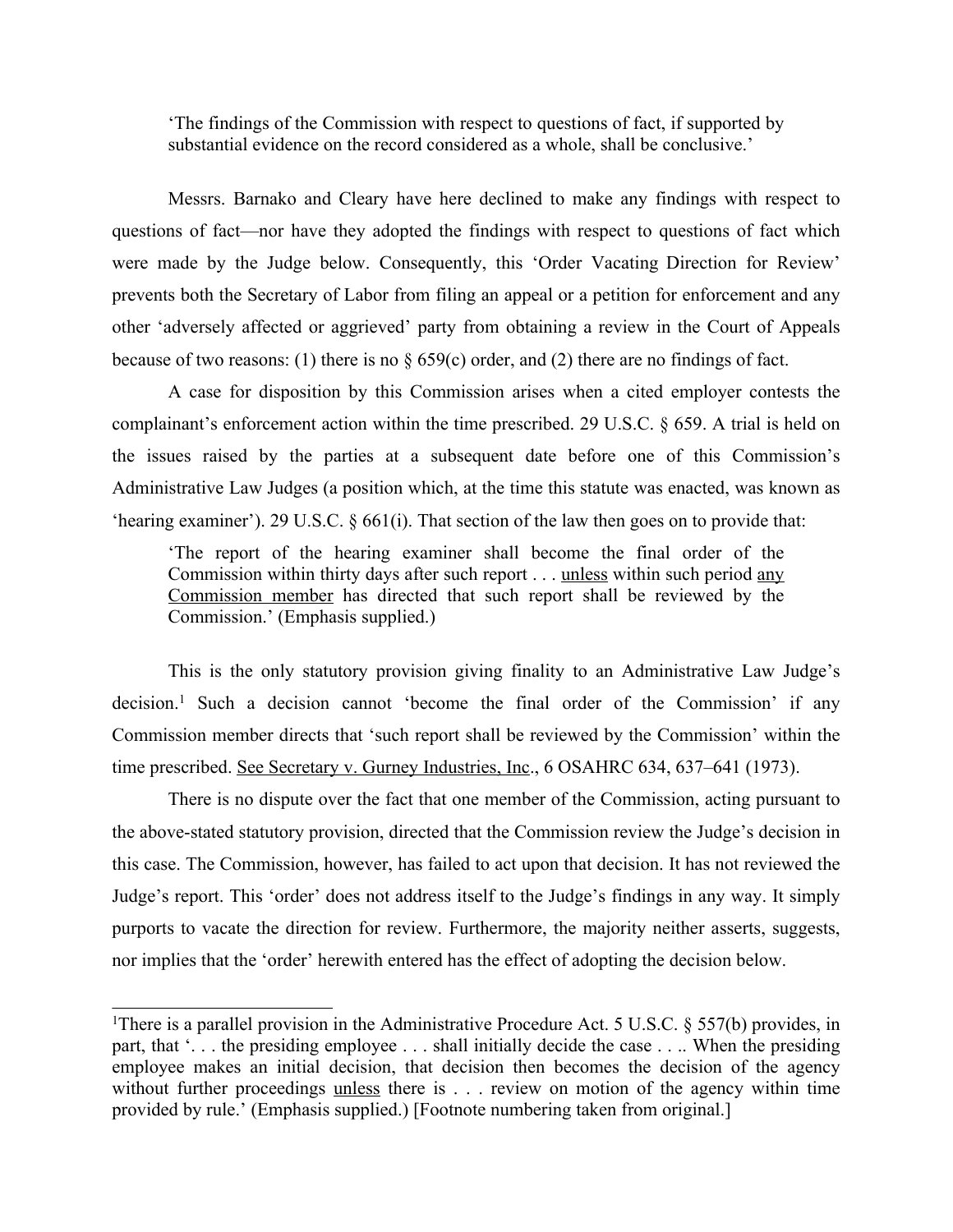> 'The findings of the Commission with respect to questions of fact, if supported by substantial evidence on the record considered as a whole, shall be conclusive.'

Messrs. Barnako and Cleary have here declined to make any findings with respect to questions of fact—nor have they adopted the findings with respect to questions of fact which were made by the Judge below. Consequently, this 'Order Vacating Direction for Review' prevents both the Secretary of Labor from filing an appeal or a petition for enforcement and any other 'adversely affected or aggrieved' party from obtaining a review in the Court of Appeals because of two reasons: (1) there is no § 659(c) order, and (2) there are no findings of fact.

A case for disposition by this Commission arises when a cited employer contests the complainant's enforcement action within the time prescribed. 29 U.S.C. § 659. A trial is held on the issues raised by the parties at a subsequent date before one of this Commission's Administrative Law Judges (a position which, at the time this statute was enacted, was known as 'hearing examiner'). 29 U.S.C. § 661(i). That section of the law then goes on to provide that:

> 'The report of the hearing examiner shall become the final order of the Commission within thirty days after such report . . . <u>unless</u> within such period <u>any Commission member</u> has directed that such report shall be reviewed by the Commission.' (Emphasis supplied.)

This is the only statutory provision giving finality to an Administrative Law Judge's decision.[1] Such a decision cannot 'become the final order of the Commission' if any Commission member directs that 'such report shall be reviewed by the Commission' within the time prescribed. <u>See Secretary v. Gurney Industries, Inc</u>., 6 OSAHRC 634, 637–641 (1973).

There is no dispute over the fact that one member of the Commission, acting pursuant to the above-stated statutory provision, directed that the Commission review the Judge's decision in this case. The Commission, however, has failed to act upon that decision. It has not reviewed the Judge's report. This 'order' does not address itself to the Judge's findings in any way. It simply purports to vacate the direction for review. Furthermore, the majority neither asserts, suggests, nor implies that the 'order' herewith entered has the effect of adopting the decision below.

---

[1]There is a parallel provision in the Administrative Procedure Act. 5 U.S.C. § 557(b) provides, in part, that '. . . the presiding employee . . . shall initially decide the case . . .. When the presiding employee makes an initial decision, that decision then becomes the decision of the agency without further proceedings <u>unless</u> there is . . . review on motion of the agency within time provided by rule.' (Emphasis supplied.) [Footnote numbering taken from original.]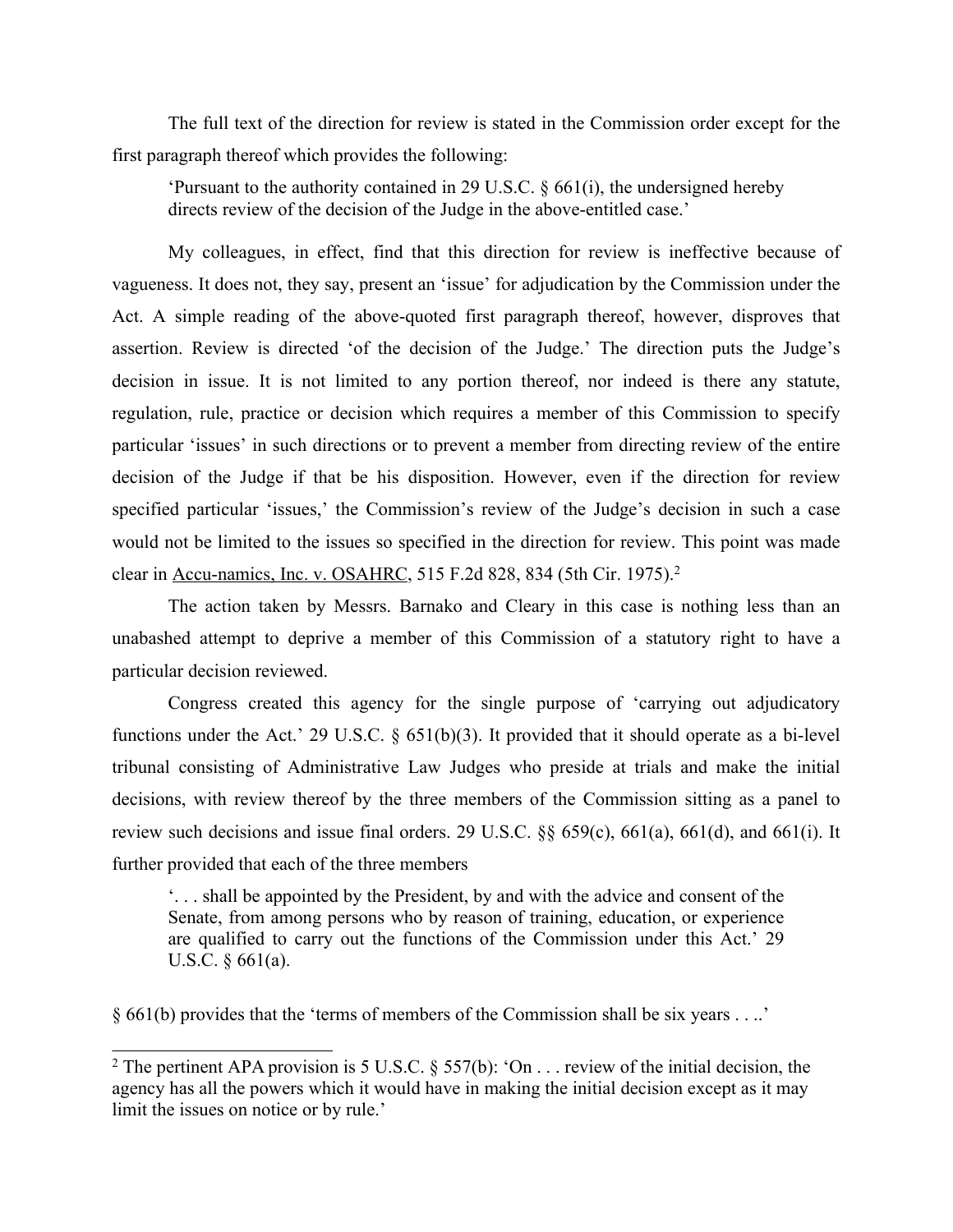The full text of the direction for review is stated in the Commission order except for the first paragraph thereof which provides the following:

> 'Pursuant to the authority contained in 29 U.S.C. § 661(i), the undersigned hereby directs review of the decision of the Judge in the above-entitled case.'

My colleagues, in effect, find that this direction for review is ineffective because of vagueness. It does not, they say, present an 'issue' for adjudication by the Commission under the Act. A simple reading of the above-quoted first paragraph thereof, however, disproves that assertion. Review is directed 'of the decision of the Judge.' The direction puts the Judge's decision in issue. It is not limited to any portion thereof, nor indeed is there any statute, regulation, rule, practice or decision which requires a member of this Commission to specify particular 'issues' in such directions or to prevent a member from directing review of the entire decision of the Judge if that be his disposition. However, even if the direction for review specified particular 'issues,' the Commission's review of the Judge's decision in such a case would not be limited to the issues so specified in the direction for review. This point was made clear in Accu-namics, Inc. v. OSAHRC, 515 F.2d 828, 834 (5th Cir. 1975).[2]

The action taken by Messrs. Barnako and Cleary in this case is nothing less than an unabashed attempt to deprive a member of this Commission of a statutory right to have a particular decision reviewed.

Congress created this agency for the single purpose of 'carrying out adjudicatory functions under the Act.' 29 U.S.C. § 651(b)(3). It provided that it should operate as a bi-level tribunal consisting of Administrative Law Judges who preside at trials and make the initial decisions, with review thereof by the three members of the Commission sitting as a panel to review such decisions and issue final orders. 29 U.S.C. §§ 659(c), 661(a), 661(d), and 661(i). It further provided that each of the three members

> '. . . shall be appointed by the President, by and with the advice and consent of the Senate, from among persons who by reason of training, education, or experience are qualified to carry out the functions of the Commission under this Act.' 29 U.S.C. § 661(a).

§ 661(b) provides that the 'terms of members of the Commission shall be six years . . ..'

---

[2] The pertinent APA provision is 5 U.S.C. § 557(b): 'On . . . review of the initial decision, the agency has all the powers which it would have in making the initial decision except as it may limit the issues on notice or by rule.'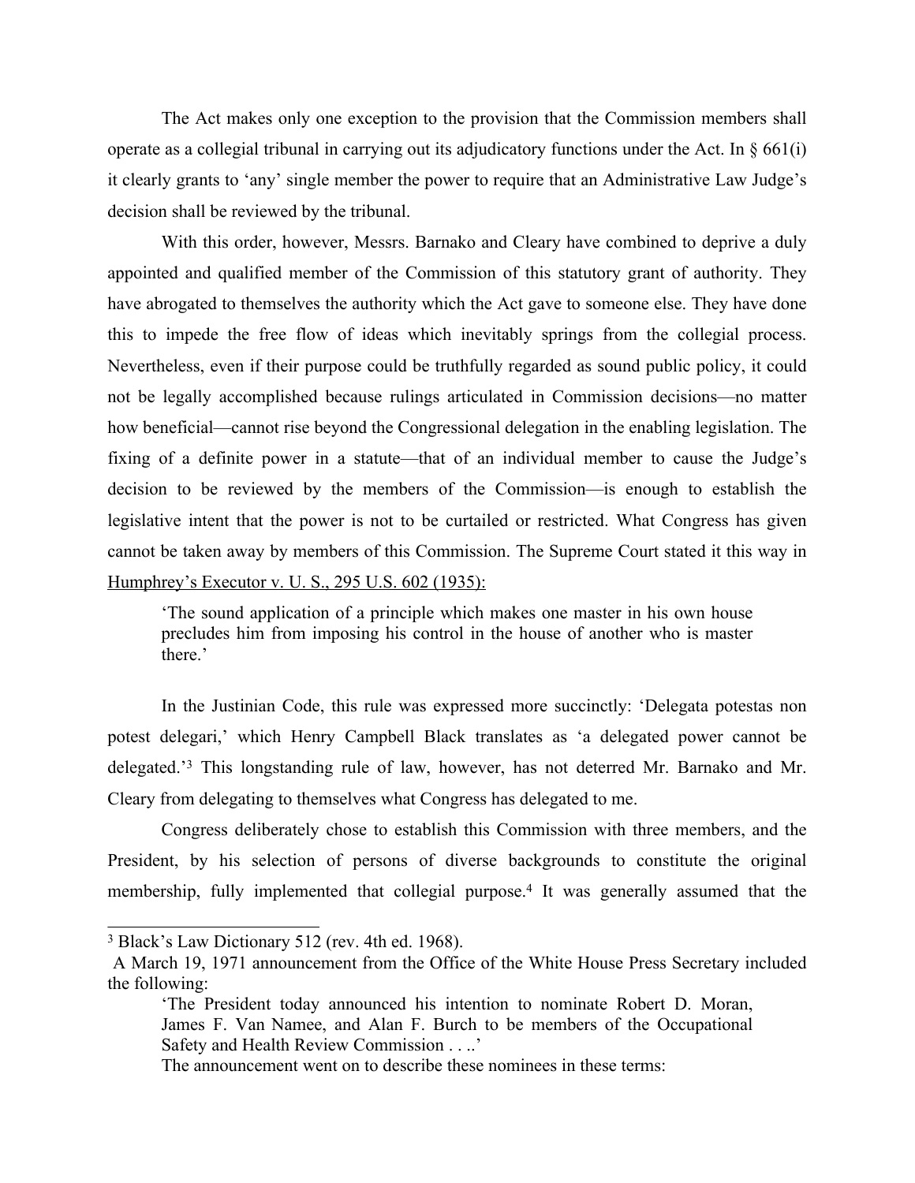The Act makes only one exception to the provision that the Commission members shall operate as a collegial tribunal in carrying out its adjudicatory functions under the Act. In § 661(i) it clearly grants to 'any' single member the power to require that an Administrative Law Judge's decision shall be reviewed by the tribunal.

With this order, however, Messrs. Barnako and Cleary have combined to deprive a duly appointed and qualified member of the Commission of this statutory grant of authority. They have abrogated to themselves the authority which the Act gave to someone else. They have done this to impede the free flow of ideas which inevitably springs from the collegial process. Nevertheless, even if their purpose could be truthfully regarded as sound public policy, it could not be legally accomplished because rulings articulated in Commission decisions—no matter how beneficial—cannot rise beyond the Congressional delegation in the enabling legislation. The fixing of a definite power in a statute—that of an individual member to cause the Judge's decision to be reviewed by the members of the Commission—is enough to establish the legislative intent that the power is not to be curtailed or restricted. What Congress has given cannot be taken away by members of this Commission. The Supreme Court stated it this way in Humphrey's Executor v. U. S., 295 U.S. 602 (1935):

> 'The sound application of a principle which makes one master in his own house precludes him from imposing his control in the house of another who is master there.'

In the Justinian Code, this rule was expressed more succinctly: 'Delegata potestas non potest delegari,' which Henry Campbell Black translates as 'a delegated power cannot be delegated.'[3] This longstanding rule of law, however, has not deterred Mr. Barnako and Mr. Cleary from delegating to themselves what Congress has delegated to me.

Congress deliberately chose to establish this Commission with three members, and the President, by his selection of persons of diverse backgrounds to constitute the original membership, fully implemented that collegial purpose.[4] It was generally assumed that the

---

[3] Black's Law Dictionary 512 (rev. 4th ed. 1968).

A March 19, 1971 announcement from the Office of the White House Press Secretary included the following:

> 'The President today announced his intention to nominate Robert D. Moran, James F. Van Namee, and Alan F. Burch to be members of the Occupational Safety and Health Review Commission . . ..'
>
> The announcement went on to describe these nominees in these terms: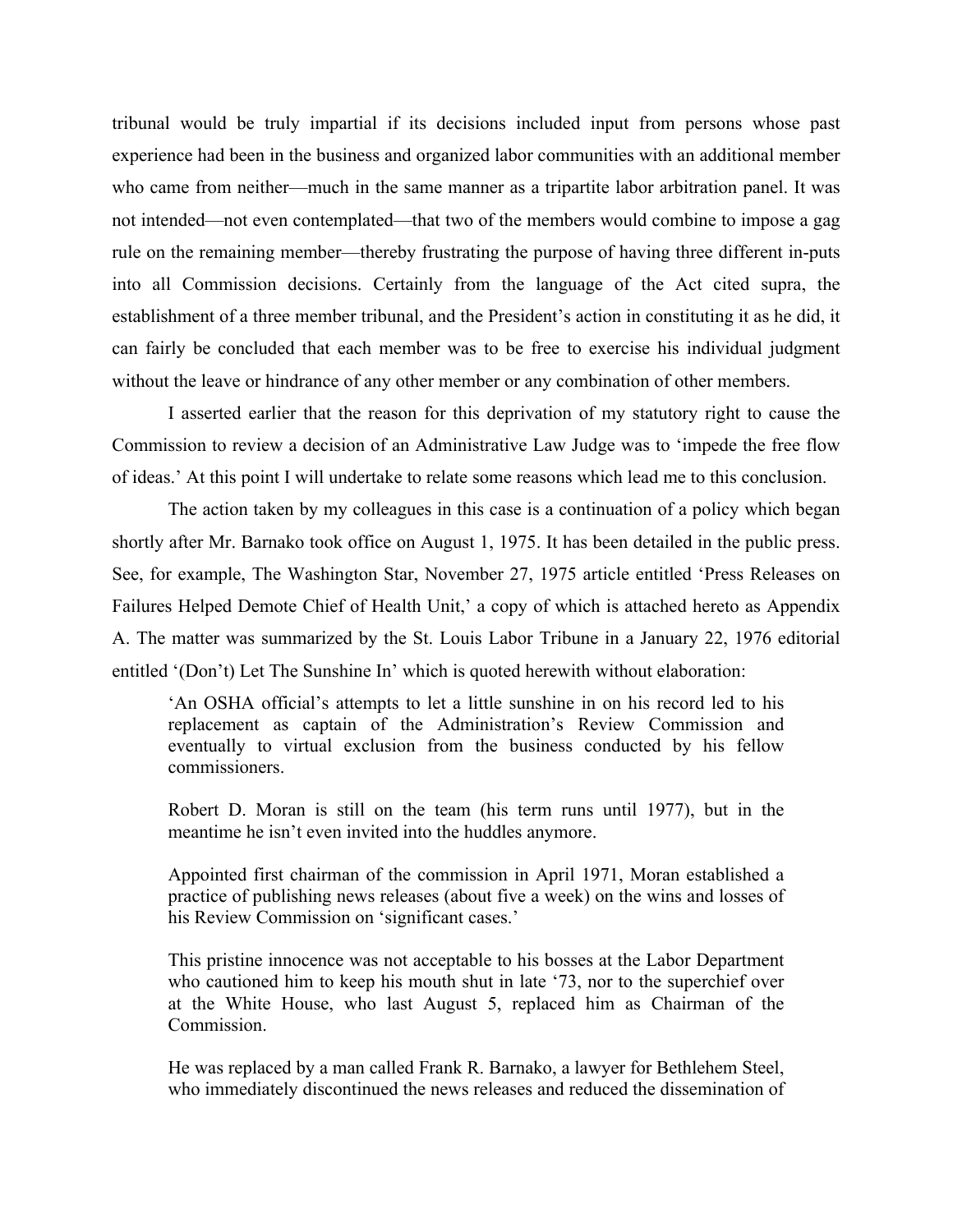tribunal would be truly impartial if its decisions included input from persons whose past experience had been in the business and organized labor communities with an additional member who came from neither—much in the same manner as a tripartite labor arbitration panel. It was not intended—not even contemplated—that two of the members would combine to impose a gag rule on the remaining member—thereby frustrating the purpose of having three different in-puts into all Commission decisions. Certainly from the language of the Act cited supra, the establishment of a three member tribunal, and the President's action in constituting it as he did, it can fairly be concluded that each member was to be free to exercise his individual judgment without the leave or hindrance of any other member or any combination of other members.

I asserted earlier that the reason for this deprivation of my statutory right to cause the Commission to review a decision of an Administrative Law Judge was to 'impede the free flow of ideas.' At this point I will undertake to relate some reasons which lead me to this conclusion.

The action taken by my colleagues in this case is a continuation of a policy which began shortly after Mr. Barnako took office on August 1, 1975. It has been detailed in the public press. See, for example, The Washington Star, November 27, 1975 article entitled 'Press Releases on Failures Helped Demote Chief of Health Unit,' a copy of which is attached hereto as Appendix A. The matter was summarized by the St. Louis Labor Tribune in a January 22, 1976 editorial entitled '(Don't) Let The Sunshine In' which is quoted herewith without elaboration:

> 'An OSHA official's attempts to let a little sunshine in on his record led to his replacement as captain of the Administration's Review Commission and eventually to virtual exclusion from the business conducted by his fellow commissioners.
>
> Robert D. Moran is still on the team (his term runs until 1977), but in the meantime he isn't even invited into the huddles anymore.
>
> Appointed first chairman of the commission in April 1971, Moran established a practice of publishing news releases (about five a week) on the wins and losses of his Review Commission on 'significant cases.'
>
> This pristine innocence was not acceptable to his bosses at the Labor Department who cautioned him to keep his mouth shut in late '73, nor to the superchief over at the White House, who last August 5, replaced him as Chairman of the Commission.
>
> He was replaced by a man called Frank R. Barnako, a lawyer for Bethlehem Steel, who immediately discontinued the news releases and reduced the dissemination of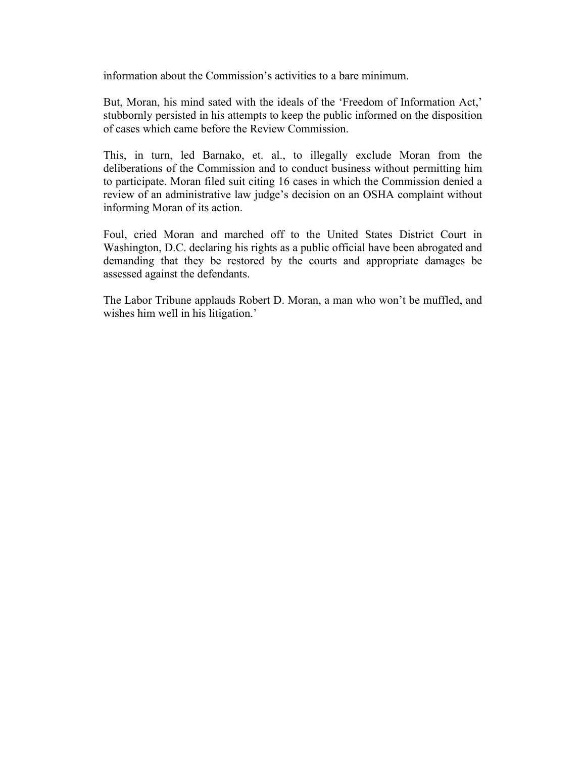information about the Commission's activities to a bare minimum.

But, Moran, his mind sated with the ideals of the 'Freedom of Information Act,' stubbornly persisted in his attempts to keep the public informed on the disposition of cases which came before the Review Commission.

This, in turn, led Barnako, et. al., to illegally exclude Moran from the deliberations of the Commission and to conduct business without permitting him to participate. Moran filed suit citing 16 cases in which the Commission denied a review of an administrative law judge's decision on an OSHA complaint without informing Moran of its action.

Foul, cried Moran and marched off to the United States District Court in Washington, D.C. declaring his rights as a public official have been abrogated and demanding that they be restored by the courts and appropriate damages be assessed against the defendants.

The Labor Tribune applauds Robert D. Moran, a man who won't be muffled, and wishes him well in his litigation.'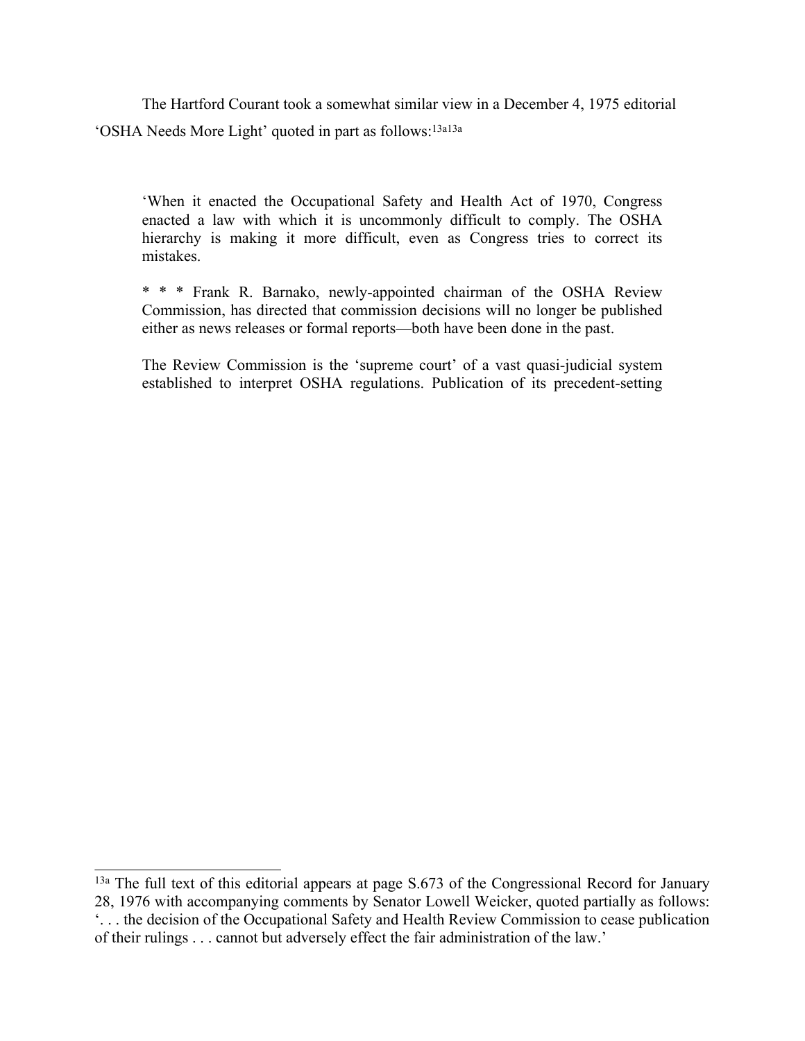The Hartford Courant took a somewhat similar view in a December 4, 1975 editorial 'OSHA Needs More Light' quoted in part as follows:[13a13a]

> 'When it enacted the Occupational Safety and Health Act of 1970, Congress enacted a law with which it is uncommonly difficult to comply. The OSHA hierarchy is making it more difficult, even as Congress tries to correct its mistakes.
>
> * * * Frank R. Barnako, newly-appointed chairman of the OSHA Review Commission, has directed that commission decisions will no longer be published either as news releases or formal reports—both have been done in the past.
>
> The Review Commission is the 'supreme court' of a vast quasi-judicial system established to interpret OSHA regulations. Publication of its precedent-setting

---

[13a] The full text of this editorial appears at page S.673 of the Congressional Record for January 28, 1976 with accompanying comments by Senator Lowell Weicker, quoted partially as follows: '. . . the decision of the Occupational Safety and Health Review Commission to cease publication of their rulings . . . cannot but adversely effect the fair administration of the law.'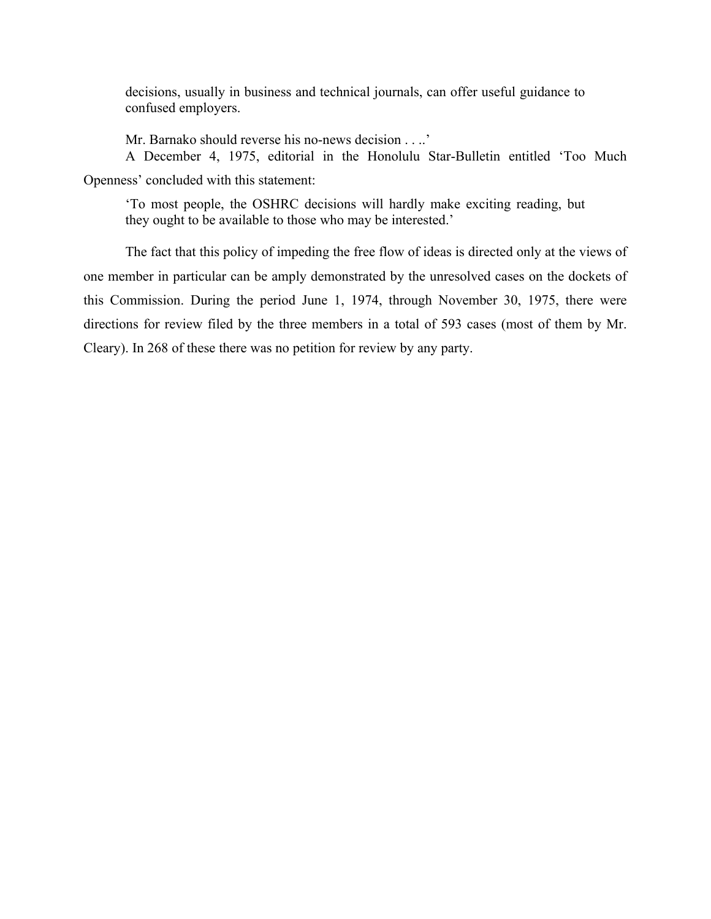> decisions, usually in business and technical journals, can offer useful guidance to confused employers.
>
> Mr. Barnako should reverse his no-news decision . . ..'

A December 4, 1975, editorial in the Honolulu Star-Bulletin entitled 'Too Much Openness' concluded with this statement:

> 'To most people, the OSHRC decisions will hardly make exciting reading, but they ought to be available to those who may be interested.'

The fact that this policy of impeding the free flow of ideas is directed only at the views of one member in particular can be amply demonstrated by the unresolved cases on the dockets of this Commission. During the period June 1, 1974, through November 30, 1975, there were directions for review filed by the three members in a total of 593 cases (most of them by Mr. Cleary). In 268 of these there was no petition for review by any party.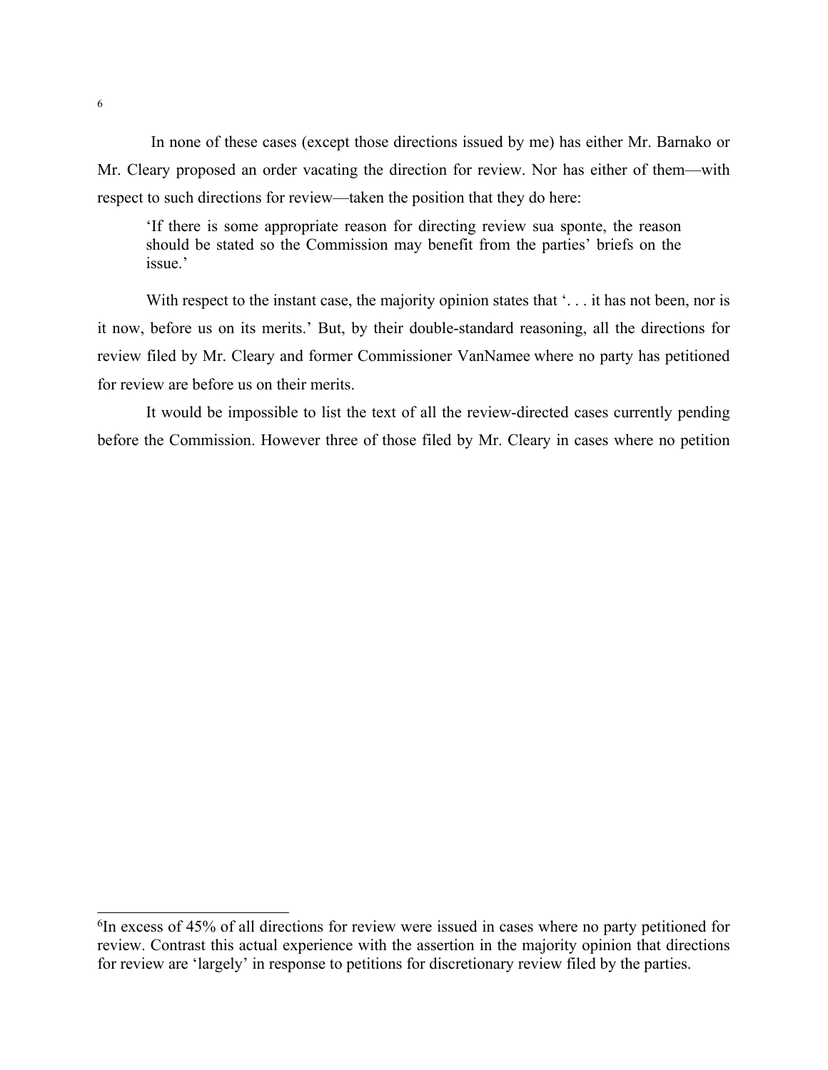[6]

In none of these cases (except those directions issued by me) has either Mr. Barnako or Mr. Cleary proposed an order vacating the direction for review. Nor has either of them—with respect to such directions for review—taken the position that they do here:

> 'If there is some appropriate reason for directing review sua sponte, the reason should be stated so the Commission may benefit from the parties' briefs on the issue.'

With respect to the instant case, the majority opinion states that '. . . it has not been, nor is it now, before us on its merits.' But, by their double-standard reasoning, all the directions for review filed by Mr. Cleary and former Commissioner VanNamee where no party has petitioned for review are before us on their merits.

It would be impossible to list the text of all the review-directed cases currently pending before the Commission. However three of those filed by Mr. Cleary in cases where no petition

---

[6]In excess of 45% of all directions for review were issued in cases where no party petitioned for review. Contrast this actual experience with the assertion in the majority opinion that directions for review are 'largely' in response to petitions for discretionary review filed by the parties.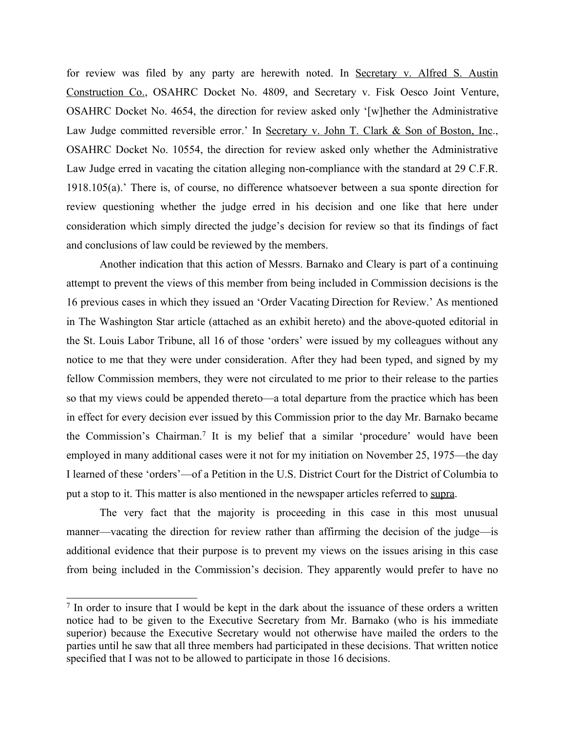for review was filed by any party are herewith noted. In Secretary v. Alfred S. Austin Construction Co., OSAHRC Docket No. 4809, and Secretary v. Fisk Oesco Joint Venture, OSAHRC Docket No. 4654, the direction for review asked only '[w]hether the Administrative Law Judge committed reversible error.' In Secretary v. John T. Clark & Son of Boston, Inc., OSAHRC Docket No. 10554, the direction for review asked only whether the Administrative Law Judge erred in vacating the citation alleging non-compliance with the standard at 29 C.F.R. 1918.105(a).' There is, of course, no difference whatsoever between a sua sponte direction for review questioning whether the judge erred in his decision and one like that here under consideration which simply directed the judge's decision for review so that its findings of fact and conclusions of law could be reviewed by the members.

Another indication that this action of Messrs. Barnako and Cleary is part of a continuing attempt to prevent the views of this member from being included in Commission decisions is the 16 previous cases in which they issued an 'Order Vacating Direction for Review.' As mentioned in The Washington Star article (attached as an exhibit hereto) and the above-quoted editorial in the St. Louis Labor Tribune, all 16 of those 'orders' were issued by my colleagues without any notice to me that they were under consideration. After they had been typed, and signed by my fellow Commission members, they were not circulated to me prior to their release to the parties so that my views could be appended thereto—a total departure from the practice which has been in effect for every decision ever issued by this Commission prior to the day Mr. Barnako became the Commission's Chairman.[7] It is my belief that a similar 'procedure' would have been employed in many additional cases were it not for my initiation on November 25, 1975—the day I learned of these 'orders'—of a Petition in the U.S. District Court for the District of Columbia to put a stop to it. This matter is also mentioned in the newspaper articles referred to supra.

The very fact that the majority is proceeding in this case in this most unusual manner—vacating the direction for review rather than affirming the decision of the judge—is additional evidence that their purpose is to prevent my views on the issues arising in this case from being included in the Commission's decision. They apparently would prefer to have no

---

[7] In order to insure that I would be kept in the dark about the issuance of these orders a written notice had to be given to the Executive Secretary from Mr. Barnako (who is his immediate superior) because the Executive Secretary would not otherwise have mailed the orders to the parties until he saw that all three members had participated in these decisions. That written notice specified that I was not to be allowed to participate in those 16 decisions.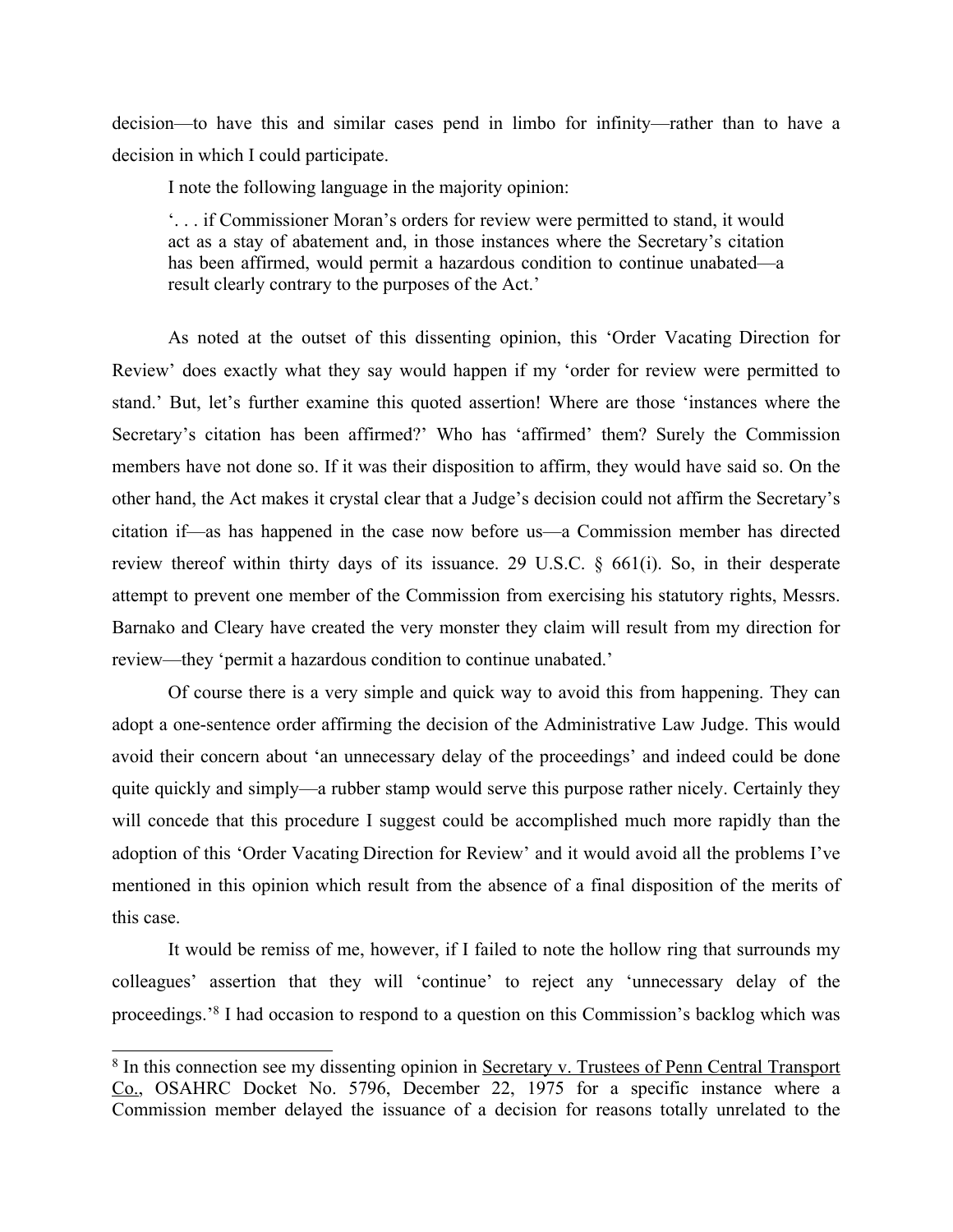decision—to have this and similar cases pend in limbo for infinity—rather than to have a decision in which I could participate.

I note the following language in the majority opinion:

> '. . . if Commissioner Moran's orders for review were permitted to stand, it would act as a stay of abatement and, in those instances where the Secretary's citation has been affirmed, would permit a hazardous condition to continue unabated—a result clearly contrary to the purposes of the Act.'

As noted at the outset of this dissenting opinion, this 'Order Vacating Direction for Review' does exactly what they say would happen if my 'order for review were permitted to stand.' But, let's further examine this quoted assertion! Where are those 'instances where the Secretary's citation has been affirmed?' Who has 'affirmed' them? Surely the Commission members have not done so. If it was their disposition to affirm, they would have said so. On the other hand, the Act makes it crystal clear that a Judge's decision could not affirm the Secretary's citation if—as has happened in the case now before us—a Commission member has directed review thereof within thirty days of its issuance. 29 U.S.C. § 661(i). So, in their desperate attempt to prevent one member of the Commission from exercising his statutory rights, Messrs. Barnako and Cleary have created the very monster they claim will result from my direction for review—they 'permit a hazardous condition to continue unabated.'

Of course there is a very simple and quick way to avoid this from happening. They can adopt a one-sentence order affirming the decision of the Administrative Law Judge. This would avoid their concern about 'an unnecessary delay of the proceedings' and indeed could be done quite quickly and simply—a rubber stamp would serve this purpose rather nicely. Certainly they will concede that this procedure I suggest could be accomplished much more rapidly than the adoption of this 'Order Vacating Direction for Review' and it would avoid all the problems I've mentioned in this opinion which result from the absence of a final disposition of the merits of this case.

It would be remiss of me, however, if I failed to note the hollow ring that surrounds my colleagues' assertion that they will 'continue' to reject any 'unnecessary delay of the proceedings.'[8] I had occasion to respond to a question on this Commission's backlog which was

[8] In this connection see my dissenting opinion in Secretary v. Trustees of Penn Central Transport Co., OSAHRC Docket No. 5796, December 22, 1975 for a specific instance where a Commission member delayed the issuance of a decision for reasons totally unrelated to the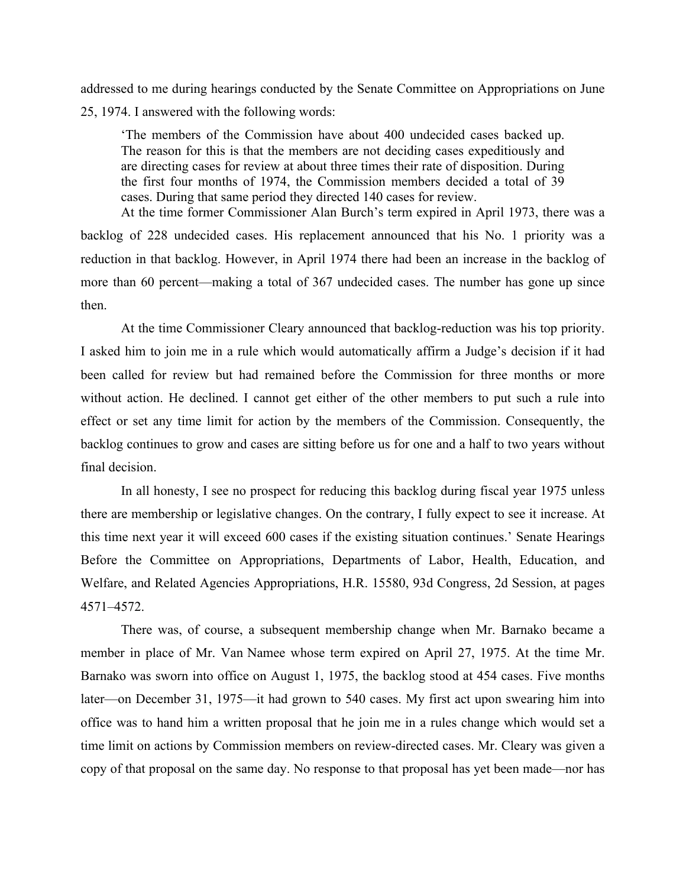addressed to me during hearings conducted by the Senate Committee on Appropriations on June 25, 1974. I answered with the following words:

> 'The members of the Commission have about 400 undecided cases backed up. The reason for this is that the members are not deciding cases expeditiously and are directing cases for review at about three times their rate of disposition. During the first four months of 1974, the Commission members decided a total of 39 cases. During that same period they directed 140 cases for review.

At the time former Commissioner Alan Burch's term expired in April 1973, there was a backlog of 228 undecided cases. His replacement announced that his No. 1 priority was a reduction in that backlog. However, in April 1974 there had been an increase in the backlog of more than 60 percent—making a total of 367 undecided cases. The number has gone up since then.

At the time Commissioner Cleary announced that backlog-reduction was his top priority. I asked him to join me in a rule which would automatically affirm a Judge's decision if it had been called for review but had remained before the Commission for three months or more without action. He declined. I cannot get either of the other members to put such a rule into effect or set any time limit for action by the members of the Commission. Consequently, the backlog continues to grow and cases are sitting before us for one and a half to two years without final decision.

In all honesty, I see no prospect for reducing this backlog during fiscal year 1975 unless there are membership or legislative changes. On the contrary, I fully expect to see it increase. At this time next year it will exceed 600 cases if the existing situation continues.' Senate Hearings Before the Committee on Appropriations, Departments of Labor, Health, Education, and Welfare, and Related Agencies Appropriations, H.R. 15580, 93d Congress, 2d Session, at pages 4571–4572.

There was, of course, a subsequent membership change when Mr. Barnako became a member in place of Mr. Van Namee whose term expired on April 27, 1975. At the time Mr. Barnako was sworn into office on August 1, 1975, the backlog stood at 454 cases. Five months later—on December 31, 1975—it had grown to 540 cases. My first act upon swearing him into office was to hand him a written proposal that he join me in a rules change which would set a time limit on actions by Commission members on review-directed cases. Mr. Cleary was given a copy of that proposal on the same day. No response to that proposal has yet been made—nor has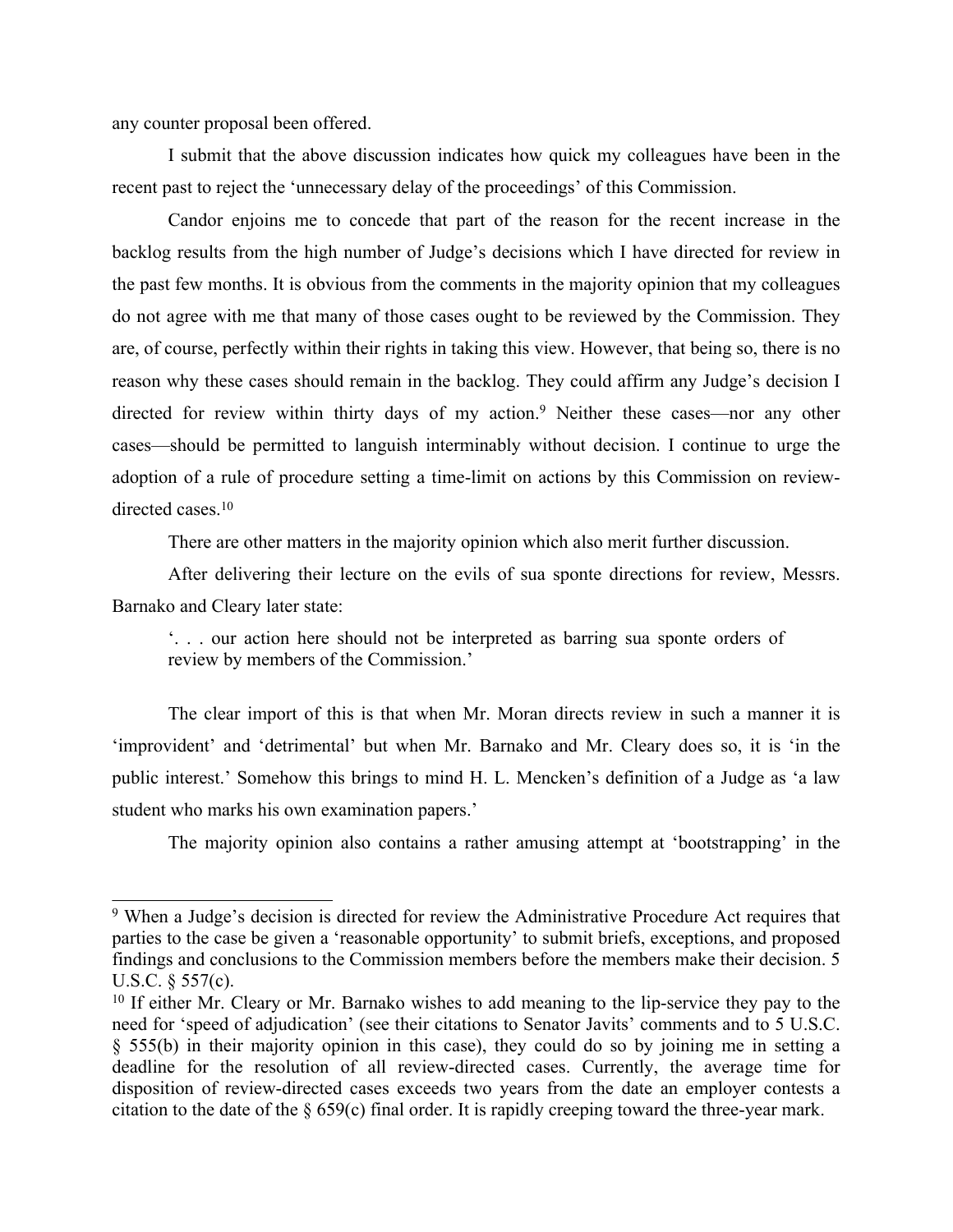any counter proposal been offered.

I submit that the above discussion indicates how quick my colleagues have been in the recent past to reject the 'unnecessary delay of the proceedings' of this Commission.

Candor enjoins me to concede that part of the reason for the recent increase in the backlog results from the high number of Judge's decisions which I have directed for review in the past few months. It is obvious from the comments in the majority opinion that my colleagues do not agree with me that many of those cases ought to be reviewed by the Commission. They are, of course, perfectly within their rights in taking this view. However, that being so, there is no reason why these cases should remain in the backlog. They could affirm any Judge's decision I directed for review within thirty days of my action.[9] Neither these cases—nor any other cases—should be permitted to languish interminably without decision. I continue to urge the adoption of a rule of procedure setting a time-limit on actions by this Commission on review-directed cases.[10]

There are other matters in the majority opinion which also merit further discussion.

After delivering their lecture on the evils of sua sponte directions for review, Messrs. Barnako and Cleary later state:

> '. . . our action here should not be interpreted as barring sua sponte orders of review by members of the Commission.'

The clear import of this is that when Mr. Moran directs review in such a manner it is 'improvident' and 'detrimental' but when Mr. Barnako and Mr. Cleary does so, it is 'in the public interest.' Somehow this brings to mind H. L. Mencken's definition of a Judge as 'a law student who marks his own examination papers.'

The majority opinion also contains a rather amusing attempt at 'bootstrapping' in the

---

[9] When a Judge's decision is directed for review the Administrative Procedure Act requires that parties to the case be given a 'reasonable opportunity' to submit briefs, exceptions, and proposed findings and conclusions to the Commission members before the members make their decision. 5 U.S.C. § 557(c).

[10] If either Mr. Cleary or Mr. Barnako wishes to add meaning to the lip-service they pay to the need for 'speed of adjudication' (see their citations to Senator Javits' comments and to 5 U.S.C. § 555(b) in their majority opinion in this case), they could do so by joining me in setting a deadline for the resolution of all review-directed cases. Currently, the average time for disposition of review-directed cases exceeds two years from the date an employer contests a citation to the date of the § 659(c) final order. It is rapidly creeping toward the three-year mark.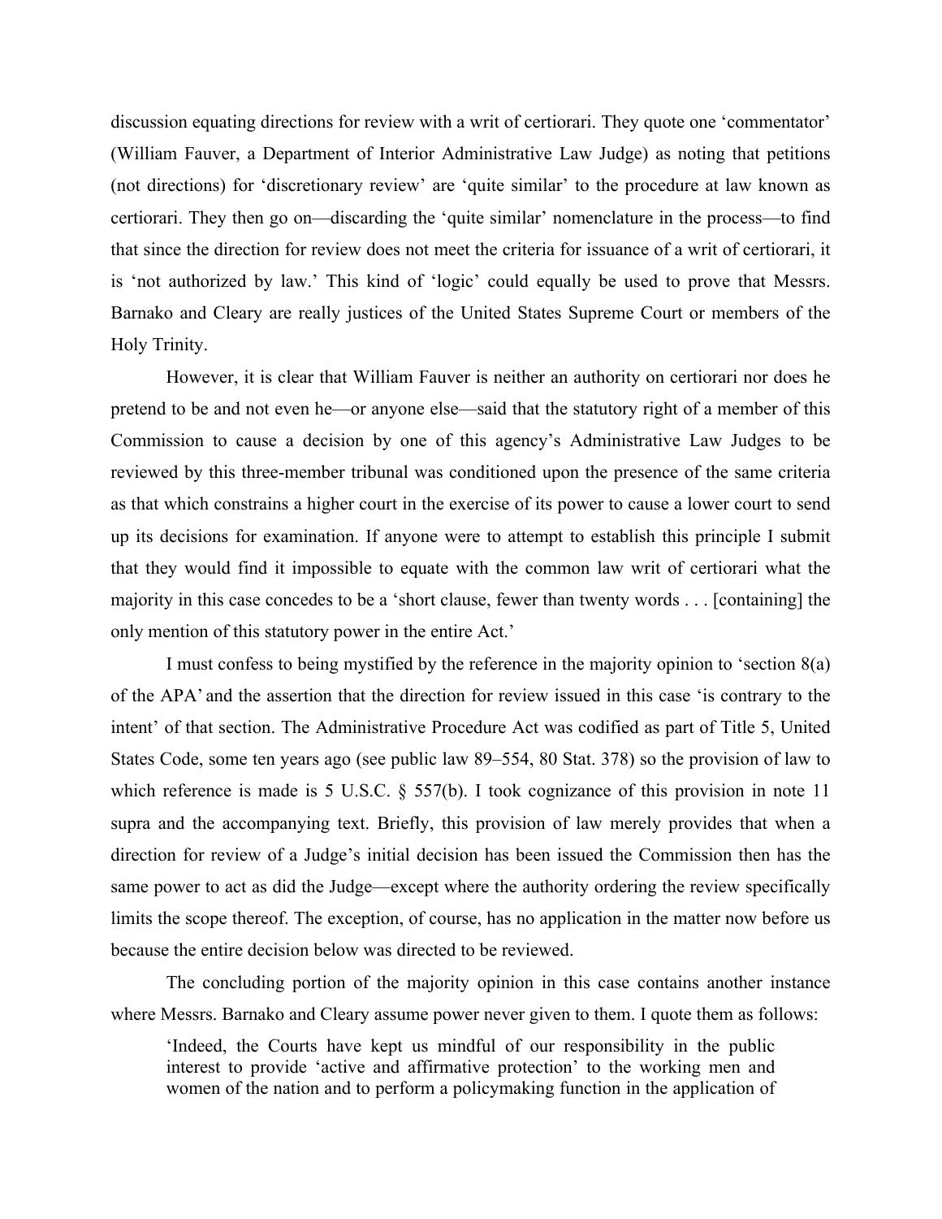discussion equating directions for review with a writ of certiorari. They quote one 'commentator' (William Fauver, a Department of Interior Administrative Law Judge) as noting that petitions (not directions) for 'discretionary review' are 'quite similar' to the procedure at law known as certiorari. They then go on—discarding the 'quite similar' nomenclature in the process—to find that since the direction for review does not meet the criteria for issuance of a writ of certiorari, it is 'not authorized by law.' This kind of 'logic' could equally be used to prove that Messrs. Barnako and Cleary are really justices of the United States Supreme Court or members of the Holy Trinity.

However, it is clear that William Fauver is neither an authority on certiorari nor does he pretend to be and not even he—or anyone else—said that the statutory right of a member of this Commission to cause a decision by one of this agency's Administrative Law Judges to be reviewed by this three-member tribunal was conditioned upon the presence of the same criteria as that which constrains a higher court in the exercise of its power to cause a lower court to send up its decisions for examination. If anyone were to attempt to establish this principle I submit that they would find it impossible to equate with the common law writ of certiorari what the majority in this case concedes to be a 'short clause, fewer than twenty words . . . [containing] the only mention of this statutory power in the entire Act.'

I must confess to being mystified by the reference in the majority opinion to 'section 8(a) of the APA' and the assertion that the direction for review issued in this case 'is contrary to the intent' of that section. The Administrative Procedure Act was codified as part of Title 5, United States Code, some ten years ago (see public law 89–554, 80 Stat. 378) so the provision of law to which reference is made is 5 U.S.C. § 557(b). I took cognizance of this provision in note 11 supra and the accompanying text. Briefly, this provision of law merely provides that when a direction for review of a Judge's initial decision has been issued the Commission then has the same power to act as did the Judge—except where the authority ordering the review specifically limits the scope thereof. The exception, of course, has no application in the matter now before us because the entire decision below was directed to be reviewed.

The concluding portion of the majority opinion in this case contains another instance where Messrs. Barnako and Cleary assume power never given to them. I quote them as follows:

> 'Indeed, the Courts have kept us mindful of our responsibility in the public interest to provide 'active and affirmative protection' to the working men and women of the nation and to perform a policymaking function in the application of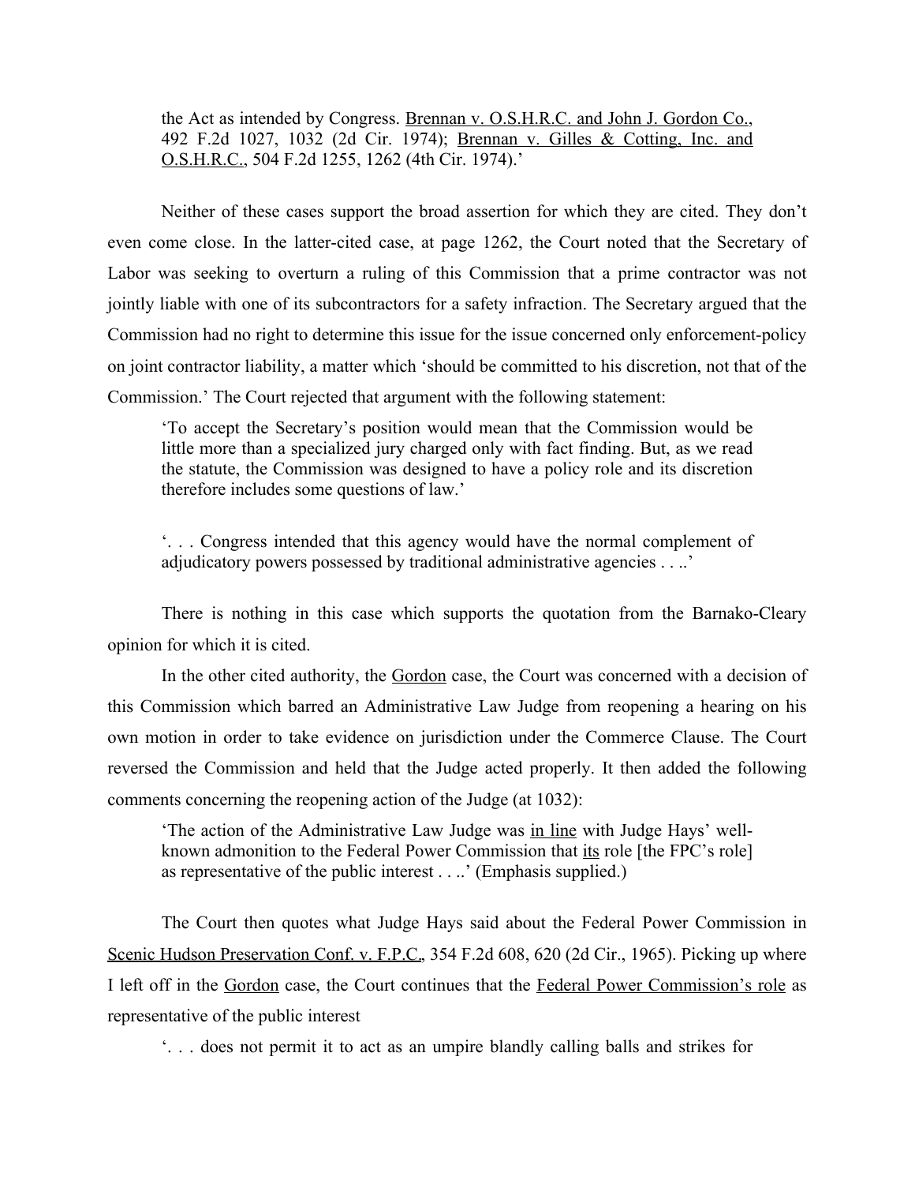> the Act as intended by Congress. <u>Brennan v. O.S.H.R.C. and John J. Gordon Co.</u>, 492 F.2d 1027, 1032 (2d Cir. 1974); <u>Brennan v. Gilles & Cotting, Inc. and O.S.H.R.C.</u>, 504 F.2d 1255, 1262 (4th Cir. 1974).'

Neither of these cases support the broad assertion for which they are cited. They don't even come close. In the latter-cited case, at page 1262, the Court noted that the Secretary of Labor was seeking to overturn a ruling of this Commission that a prime contractor was not jointly liable with one of its subcontractors for a safety infraction. The Secretary argued that the Commission had no right to determine this issue for the issue concerned only enforcement-policy on joint contractor liability, a matter which 'should be committed to his discretion, not that of the Commission.' The Court rejected that argument with the following statement:

> 'To accept the Secretary's position would mean that the Commission would be little more than a specialized jury charged only with fact finding. But, as we read the statute, the Commission was designed to have a policy role and its discretion therefore includes some questions of law.'

> '. . . Congress intended that this agency would have the normal complement of adjudicatory powers possessed by traditional administrative agencies . . ..'

There is nothing in this case which supports the quotation from the Barnako-Cleary opinion for which it is cited.

In the other cited authority, the <u>Gordon</u> case, the Court was concerned with a decision of this Commission which barred an Administrative Law Judge from reopening a hearing on his own motion in order to take evidence on jurisdiction under the Commerce Clause. The Court reversed the Commission and held that the Judge acted properly. It then added the following comments concerning the reopening action of the Judge (at 1032):

> 'The action of the Administrative Law Judge was <u>in line</u> with Judge Hays' well-known admonition to the Federal Power Commission that <u>its</u> role [the FPC's role] as representative of the public interest . . ..' (Emphasis supplied.)

The Court then quotes what Judge Hays said about the Federal Power Commission in <u>Scenic Hudson Preservation Conf. v. F.P.C.</u>, 354 F.2d 608, 620 (2d Cir., 1965). Picking up where I left off in the <u>Gordon</u> case, the Court continues that the <u>Federal Power Commission's role</u> as representative of the public interest

> '. . . does not permit it to act as an umpire blandly calling balls and strikes for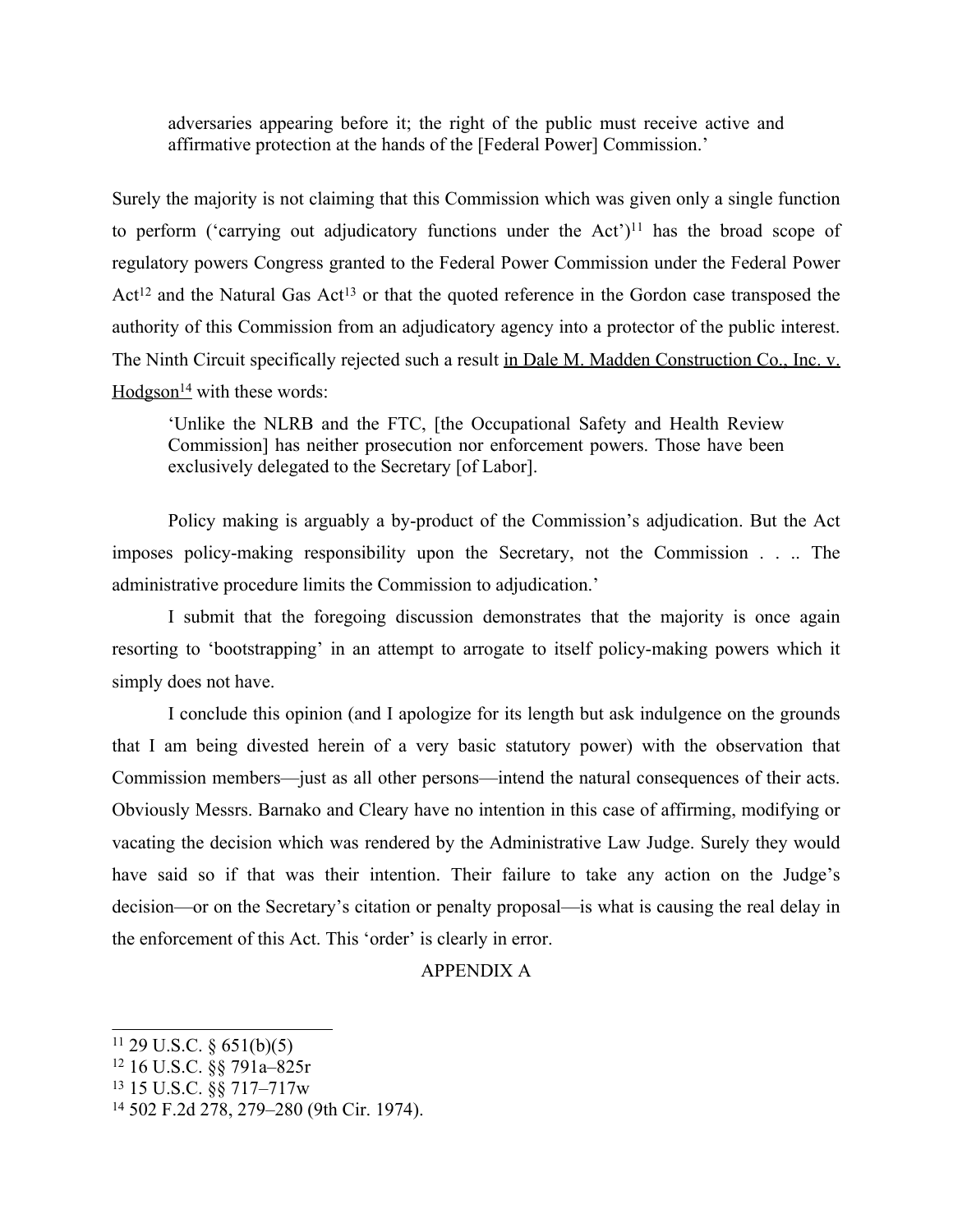> adversaries appearing before it; the right of the public must receive active and affirmative protection at the hands of the [Federal Power] Commission.'

Surely the majority is not claiming that this Commission which was given only a single function to perform ('carrying out adjudicatory functions under the Act')[11] has the broad scope of regulatory powers Congress granted to the Federal Power Commission under the Federal Power Act[12] and the Natural Gas Act[13] or that the quoted reference in the Gordon case transposed the authority of this Commission from an adjudicatory agency into a protector of the public interest. The Ninth Circuit specifically rejected such a result in Dale M. Madden Construction Co., Inc. v. Hodgson[14] with these words:

> 'Unlike the NLRB and the FTC, [the Occupational Safety and Health Review Commission] has neither prosecution nor enforcement powers. Those have been exclusively delegated to the Secretary [of Labor].

Policy making is arguably a by-product of the Commission's adjudication. But the Act imposes policy-making responsibility upon the Secretary, not the Commission . . .. The administrative procedure limits the Commission to adjudication.'

I submit that the foregoing discussion demonstrates that the majority is once again resorting to 'bootstrapping' in an attempt to arrogate to itself policy-making powers which it simply does not have.

I conclude this opinion (and I apologize for its length but ask indulgence on the grounds that I am being divested herein of a very basic statutory power) with the observation that Commission members—just as all other persons—intend the natural consequences of their acts. Obviously Messrs. Barnako and Cleary have no intention in this case of affirming, modifying or vacating the decision which was rendered by the Administrative Law Judge. Surely they would have said so if that was their intention. Their failure to take any action on the Judge's decision—or on the Secretary's citation or penalty proposal—is what is causing the real delay in the enforcement of this Act. This 'order' is clearly in error.

APPENDIX A

---

[11] 29 U.S.C. § 651(b)(5)

[12] 16 U.S.C. §§ 791a–825r

[13] 15 U.S.C. §§ 717–717w

[14] 502 F.2d 278, 279–280 (9th Cir. 1974).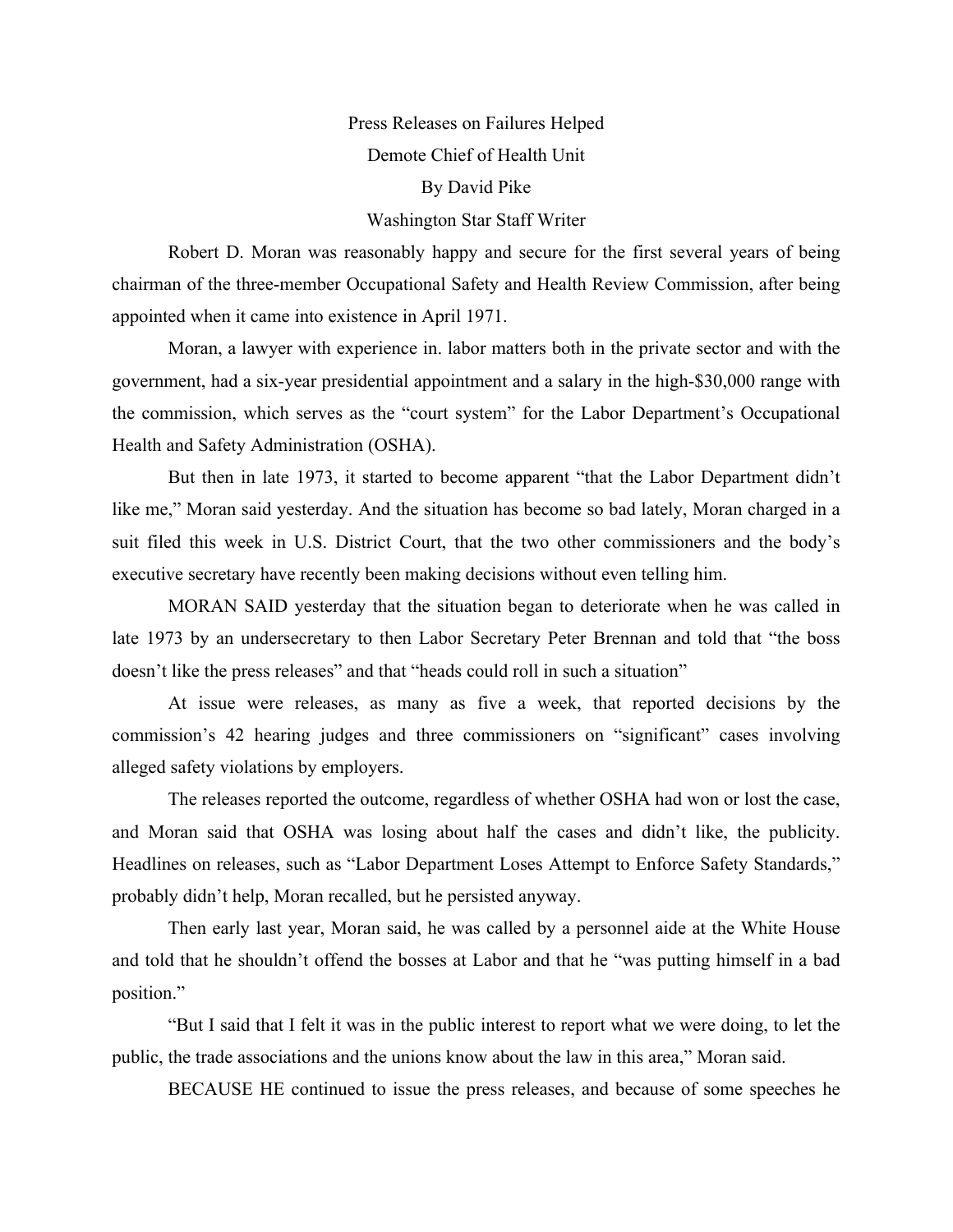Press Releases on Failures Helped

Demote Chief of Health Unit

By David Pike

Washington Star Staff Writer

Robert D. Moran was reasonably happy and secure for the first several years of being chairman of the three-member Occupational Safety and Health Review Commission, after being appointed when it came into existence in April 1971.

Moran, a lawyer with experience in. labor matters both in the private sector and with the government, had a six-year presidential appointment and a salary in the high-$30,000 range with the commission, which serves as the "court system" for the Labor Department's Occupational Health and Safety Administration (OSHA).

But then in late 1973, it started to become apparent "that the Labor Department didn't like me," Moran said yesterday. And the situation has become so bad lately, Moran charged in a suit filed this week in U.S. District Court, that the two other commissioners and the body's executive secretary have recently been making decisions without even telling him.

MORAN SAID yesterday that the situation began to deteriorate when he was called in late 1973 by an undersecretary to then Labor Secretary Peter Brennan and told that "the boss doesn't like the press releases" and that "heads could roll in such a situation"

At issue were releases, as many as five a week, that reported decisions by the commission's 42 hearing judges and three commissioners on "significant" cases involving alleged safety violations by employers.

The releases reported the outcome, regardless of whether OSHA had won or lost the case, and Moran said that OSHA was losing about half the cases and didn't like, the publicity. Headlines on releases, such as "Labor Department Loses Attempt to Enforce Safety Standards," probably didn't help, Moran recalled, but he persisted anyway.

Then early last year, Moran said, he was called by a personnel aide at the White House and told that he shouldn't offend the bosses at Labor and that he "was putting himself in a bad position."

"But I said that I felt it was in the public interest to report what we were doing, to let the public, the trade associations and the unions know about the law in this area," Moran said.

BECAUSE HE continued to issue the press releases, and because of some speeches he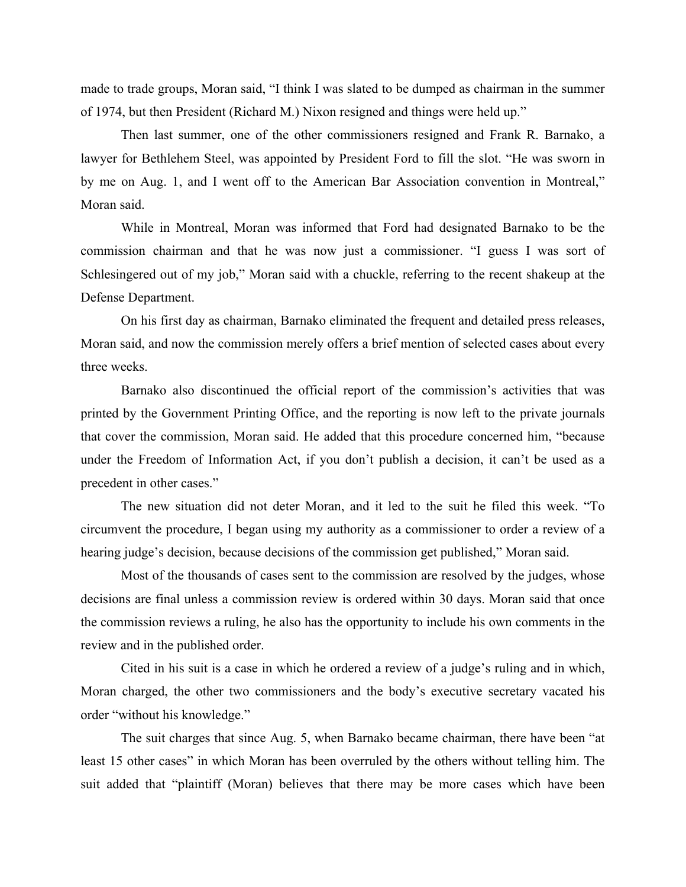made to trade groups, Moran said, "I think I was slated to be dumped as chairman in the summer of 1974, but then President (Richard M.) Nixon resigned and things were held up."

Then last summer, one of the other commissioners resigned and Frank R. Barnako, a lawyer for Bethlehem Steel, was appointed by President Ford to fill the slot. "He was sworn in by me on Aug. 1, and I went off to the American Bar Association convention in Montreal," Moran said.

While in Montreal, Moran was informed that Ford had designated Barnako to be the commission chairman and that he was now just a commissioner. "I guess I was sort of Schlesingered out of my job," Moran said with a chuckle, referring to the recent shakeup at the Defense Department.

On his first day as chairman, Barnako eliminated the frequent and detailed press releases, Moran said, and now the commission merely offers a brief mention of selected cases about every three weeks.

Barnako also discontinued the official report of the commission's activities that was printed by the Government Printing Office, and the reporting is now left to the private journals that cover the commission, Moran said. He added that this procedure concerned him, "because under the Freedom of Information Act, if you don't publish a decision, it can't be used as a precedent in other cases."

The new situation did not deter Moran, and it led to the suit he filed this week. "To circumvent the procedure, I began using my authority as a commissioner to order a review of a hearing judge's decision, because decisions of the commission get published," Moran said.

Most of the thousands of cases sent to the commission are resolved by the judges, whose decisions are final unless a commission review is ordered within 30 days. Moran said that once the commission reviews a ruling, he also has the opportunity to include his own comments in the review and in the published order.

Cited in his suit is a case in which he ordered a review of a judge's ruling and in which, Moran charged, the other two commissioners and the body's executive secretary vacated his order "without his knowledge."

The suit charges that since Aug. 5, when Barnako became chairman, there have been "at least 15 other cases" in which Moran has been overruled by the others without telling him. The suit added that "plaintiff (Moran) believes that there may be more cases which have been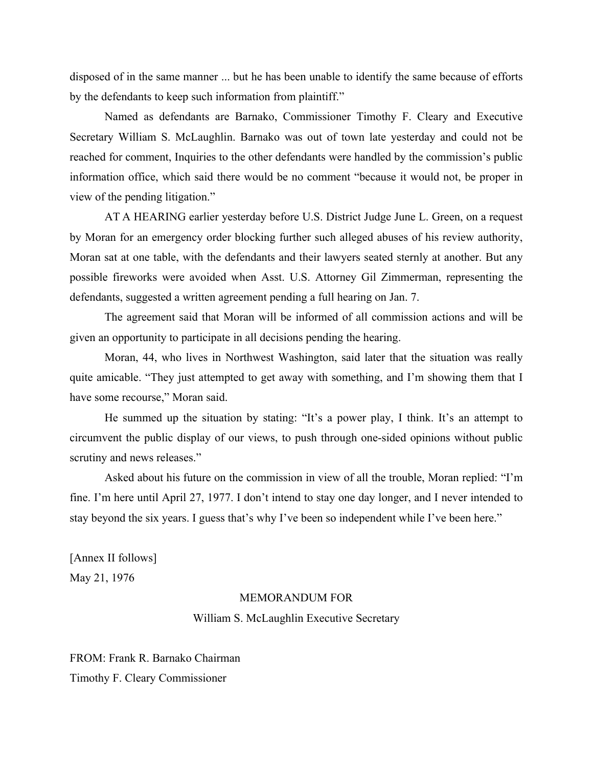disposed of in the same manner ... but he has been unable to identify the same because of efforts by the defendants to keep such information from plaintiff."

Named as defendants are Barnako, Commissioner Timothy F. Cleary and Executive Secretary William S. McLaughlin. Barnako was out of town late yesterday and could not be reached for comment, Inquiries to the other defendants were handled by the commission's public information office, which said there would be no comment "because it would not, be proper in view of the pending litigation."

AT A HEARING earlier yesterday before U.S. District Judge June L. Green, on a request by Moran for an emergency order blocking further such alleged abuses of his review authority, Moran sat at one table, with the defendants and their lawyers seated sternly at another. But any possible fireworks were avoided when Asst. U.S. Attorney Gil Zimmerman, representing the defendants, suggested a written agreement pending a full hearing on Jan. 7.

The agreement said that Moran will be informed of all commission actions and will be given an opportunity to participate in all decisions pending the hearing.

Moran, 44, who lives in Northwest Washington, said later that the situation was really quite amicable. "They just attempted to get away with something, and I'm showing them that I have some recourse," Moran said.

He summed up the situation by stating: "It's a power play, I think. It's an attempt to circumvent the public display of our views, to push through one-sided opinions without public scrutiny and news releases."

Asked about his future on the commission in view of all the trouble, Moran replied: "I'm fine. I'm here until April 27, 1977. I don't intend to stay one day longer, and I never intended to stay beyond the six years. I guess that's why I've been so independent while I've been here."

[Annex II follows]

May 21, 1976

MEMORANDUM FOR

William S. McLaughlin Executive Secretary

FROM: Frank R. Barnako Chairman

Timothy F. Cleary Commissioner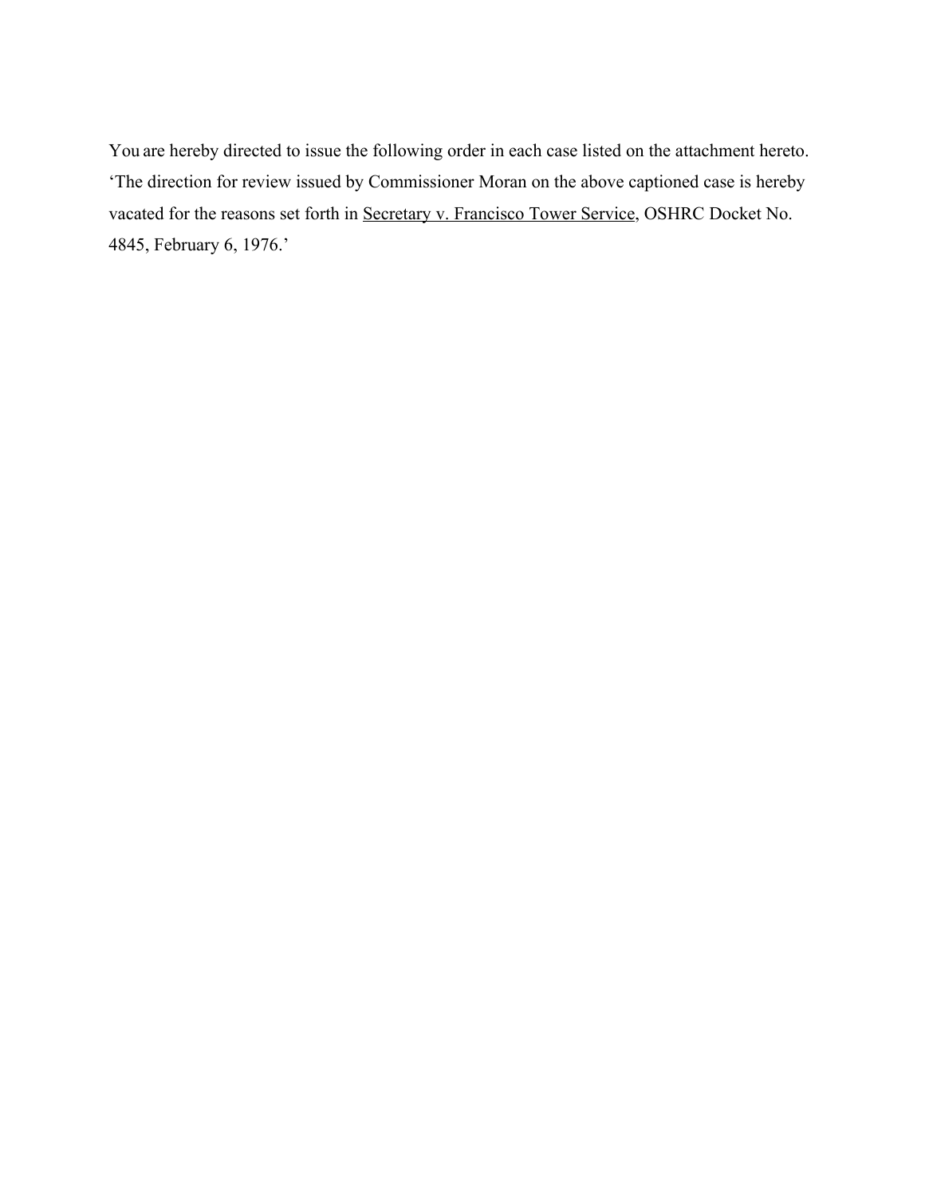You are hereby directed to issue the following order in each case listed on the attachment hereto. 'The direction for review issued by Commissioner Moran on the above captioned case is hereby vacated for the reasons set forth in Secretary v. Francisco Tower Service, OSHRC Docket No. 4845, February 6, 1976.'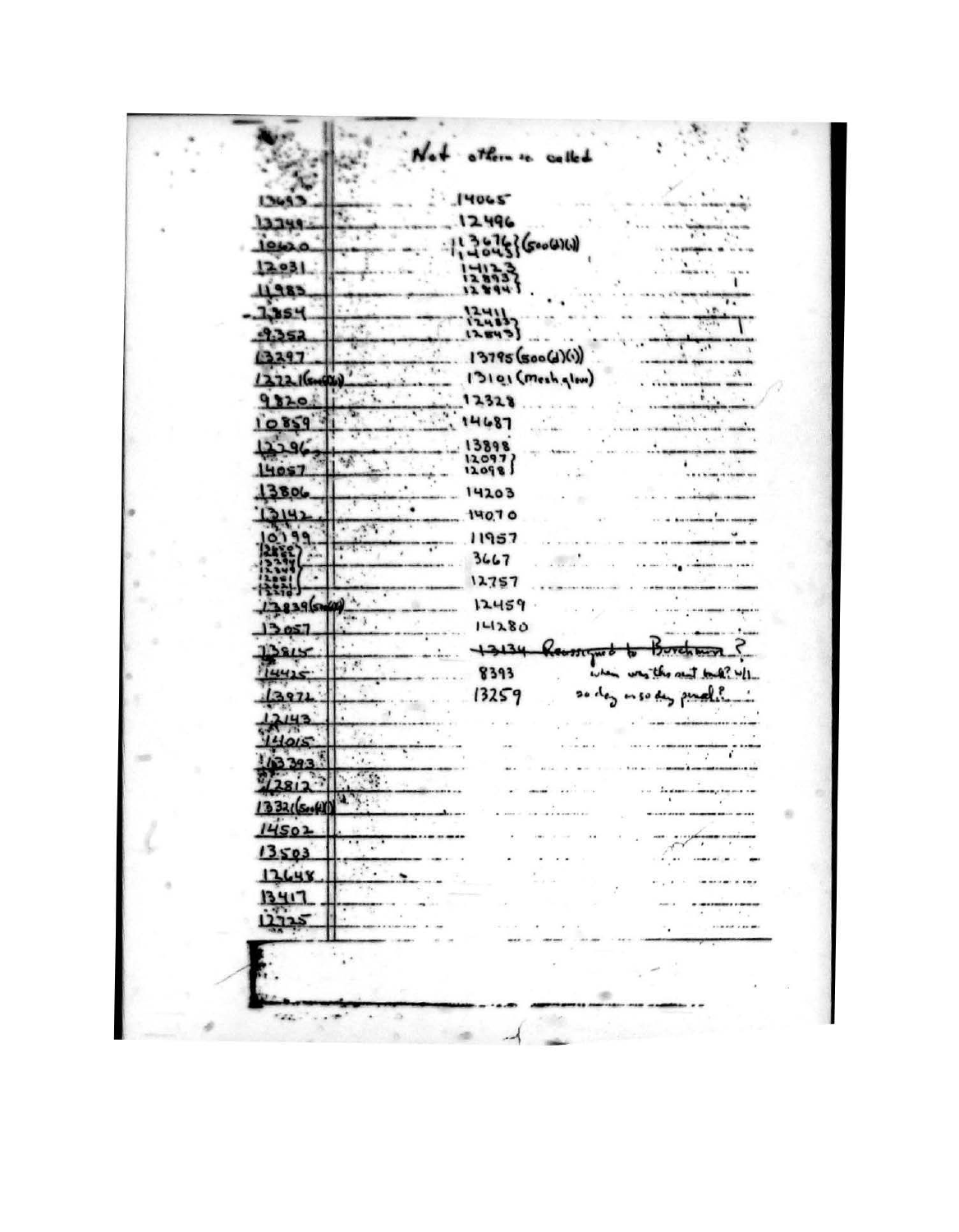Not otherwise called

| | |
|---|---|
| 13693 | 14065 |
| 13349 | 12496 |
| 10620 | 13676 / 14043 } (500(d)(i)) |
| 12031 | 14123 / 12893 / 12894 } |
| 11983 | |
| 7354 | 12411 / 12483 / 12843 } |
| 9352 | |
| 13297 | 13795 (500(d)(i)) |
| 12721 (500(d)) | 13101 (Mech. glow) |
| 9820 | 12328 |
| 10859 | 14687 |
| 12296 | 13898 / 12097 / 12098 } |
| 14057 | |
| 13806 | 14203 |
| 13142 | 14070 |
| 10199 | 11957 |
| 12858 / 12391 / 12449 / 12881 / 12210 } | 3667 |
| | 12757 |
| 13839 (500(d)) | 12459 |
| 13057 | 14280 |
| 13815 | ~~13134~~ Reassigned to Burcham? |
| 14425 | 8393 — when was the next talk? w/ |
| 13972 | 13259 — 30 day or 30 day period? |
| 12143 | |
| 14015 | |
| 13393 | |
| 12812 | |
| 13321 (500(d)) | |
| 14502 | |
| 13503 | |
| 12648 | |
| 13417 | |
| 12725 | |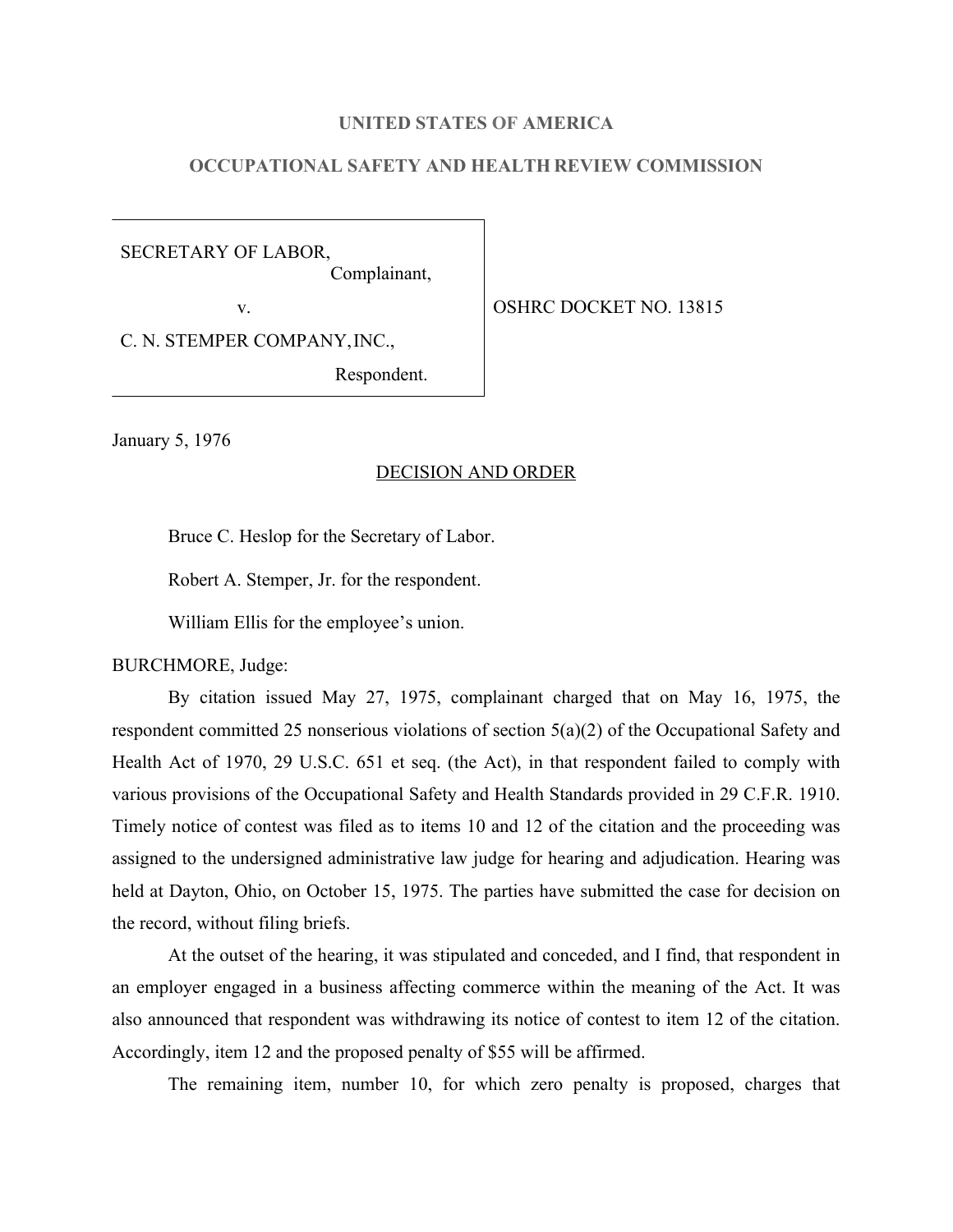**UNITED STATES OF AMERICA**

**OCCUPATIONAL SAFETY AND HEALTH REVIEW COMMISSION**

| | |
|---|---|
| SECRETARY OF LABOR,<br>Complainant,<br>v.<br>C. N. STEMPER COMPANY, INC.,<br>Respondent. | OSHRC DOCKET NO. 13815 |

January 5, 1976

DECISION AND ORDER

Bruce C. Heslop for the Secretary of Labor.

Robert A. Stemper, Jr. for the respondent.

William Ellis for the employee's union.

BURCHMORE, Judge:

By citation issued May 27, 1975, complainant charged that on May 16, 1975, the respondent committed 25 nonserious violations of section 5(a)(2) of the Occupational Safety and Health Act of 1970, 29 U.S.C. 651 et seq. (the Act), in that respondent failed to comply with various provisions of the Occupational Safety and Health Standards provided in 29 C.F.R. 1910. Timely notice of contest was filed as to items 10 and 12 of the citation and the proceeding was assigned to the undersigned administrative law judge for hearing and adjudication. Hearing was held at Dayton, Ohio, on October 15, 1975. The parties have submitted the case for decision on the record, without filing briefs.

At the outset of the hearing, it was stipulated and conceded, and I find, that respondent in an employer engaged in a business affecting commerce within the meaning of the Act. It was also announced that respondent was withdrawing its notice of contest to item 12 of the citation. Accordingly, item 12 and the proposed penalty of $55 will be affirmed.

The remaining item, number 10, for which zero penalty is proposed, charges that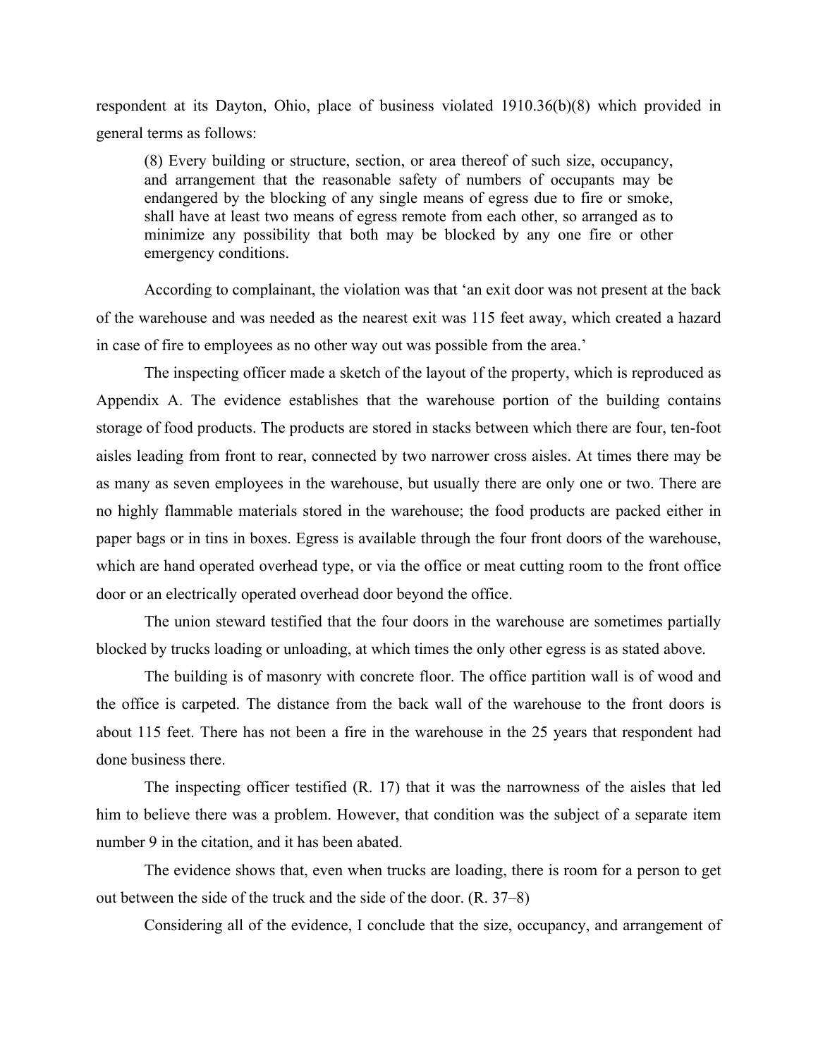respondent at its Dayton, Ohio, place of business violated 1910.36(b)(8) which provided in general terms as follows:

> (8) Every building or structure, section, or area thereof of such size, occupancy, and arrangement that the reasonable safety of numbers of occupants may be endangered by the blocking of any single means of egress due to fire or smoke, shall have at least two means of egress remote from each other, so arranged as to minimize any possibility that both may be blocked by any one fire or other emergency conditions.

According to complainant, the violation was that 'an exit door was not present at the back of the warehouse and was needed as the nearest exit was 115 feet away, which created a hazard in case of fire to employees as no other way out was possible from the area.'

The inspecting officer made a sketch of the layout of the property, which is reproduced as Appendix A. The evidence establishes that the warehouse portion of the building contains storage of food products. The products are stored in stacks between which there are four, ten-foot aisles leading from front to rear, connected by two narrower cross aisles. At times there may be as many as seven employees in the warehouse, but usually there are only one or two. There are no highly flammable materials stored in the warehouse; the food products are packed either in paper bags or in tins in boxes. Egress is available through the four front doors of the warehouse, which are hand operated overhead type, or via the office or meat cutting room to the front office door or an electrically operated overhead door beyond the office.

The union steward testified that the four doors in the warehouse are sometimes partially blocked by trucks loading or unloading, at which times the only other egress is as stated above.

The building is of masonry with concrete floor. The office partition wall is of wood and the office is carpeted. The distance from the back wall of the warehouse to the front doors is about 115 feet. There has not been a fire in the warehouse in the 25 years that respondent had done business there.

The inspecting officer testified (R. 17) that it was the narrowness of the aisles that led him to believe there was a problem. However, that condition was the subject of a separate item number 9 in the citation, and it has been abated.

The evidence shows that, even when trucks are loading, there is room for a person to get out between the side of the truck and the side of the door. (R. 37–8)

Considering all of the evidence, I conclude that the size, occupancy, and arrangement of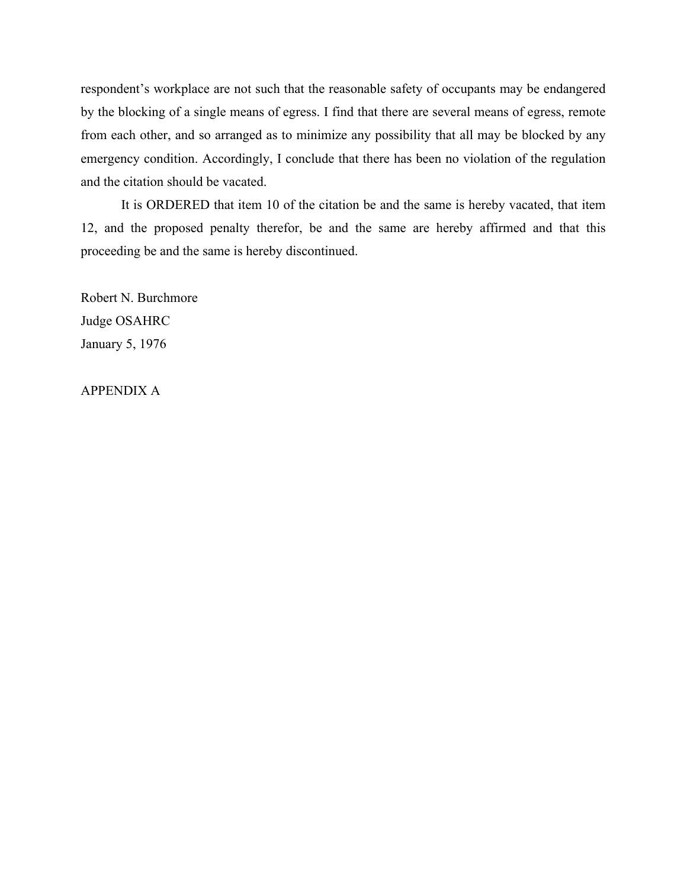respondent's workplace are not such that the reasonable safety of occupants may be endangered by the blocking of a single means of egress. I find that there are several means of egress, remote from each other, and so arranged as to minimize any possibility that all may be blocked by any emergency condition. Accordingly, I conclude that there has been no violation of the regulation and the citation should be vacated.

It is ORDERED that item 10 of the citation be and the same is hereby vacated, that item 12, and the proposed penalty therefor, be and the same are hereby affirmed and that this proceeding be and the same is hereby discontinued.

Robert N. Burchmore
Judge OSAHRC
January 5, 1976

APPENDIX A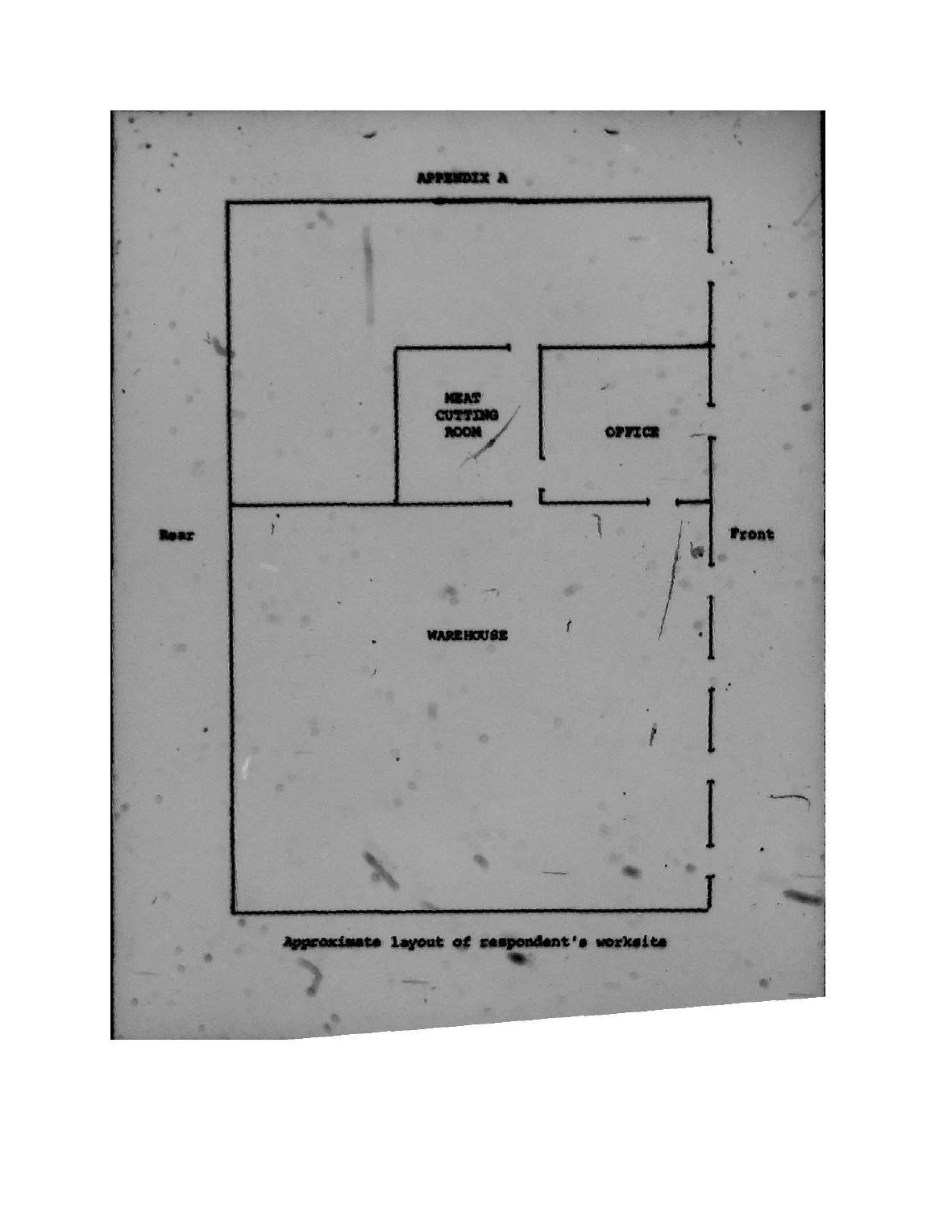APPENDIX A

MEAT CUTTING ROOM

OFFICE

Rear

Front

WAREHOUSE

Approximate layout of respondent's worksite